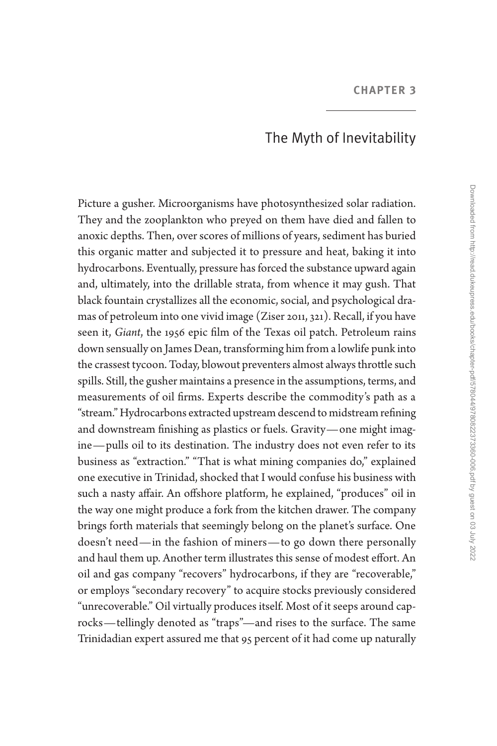# CHAPTER 3

## The Myth of Inevitability

Picture a gusher. Microorganisms have photosynthesized solar radiation. They and the zooplankton who preyed on them have died and fallen to anoxic depths. Then, over scores of millions of years, sediment has buried this organic matter and subjected it to pressure and heat, baking it into hydrocarbons. Eventually, pressure has forced the substance upward again and, ultimately, into the drillable strata, from whence it may gush. That black fountain crystallizes all the economic, social, and psychological dramas of petroleum into one vivid image (Ziser 2011, 321). Recall, if you have seen it, *Giant*, the 1956 epic film of the Texas oil patch. Petroleum rains down sensually on James Dean, transforming him from a lowlife punk into the crassest tycoon. Today, blowout preventers almost always throttle such spills. Still, the gusher maintains a presence in the assumptions, terms, and measurements of oil firms. Experts describe the commodity's path as a "stream." Hydrocarbons extracted upstream descend to midstream refining and downstream finishing as plastics or fuels. Gravity—one might imagine—pulls oil to its destination. The industry does not even refer to its business as "extraction." "That is what mining companies do," explained one executive in Trinidad, shocked that I would confuse his business with such a nasty affair. An offshore platform, he explained, "produces" oil in the way one might produce a fork from the kitchen drawer. The company brings forth materials that seemingly belong on the planet's surface. One doesn't need—in the fashion of miners—to go down there personally and haul them up. Another term illustrates this sense of modest effort. An oil and gas company "recovers" hydrocarbons, if they are "recoverable," or employs "secondary recovery" to acquire stocks previously considered "unrecoverable." Oil virtually produces itself. Most of it seeps around caprocks—tellingly denoted as "traps"—and rises to the surface. The same Trinidadian expert assured me that 95 percent of it had come up naturally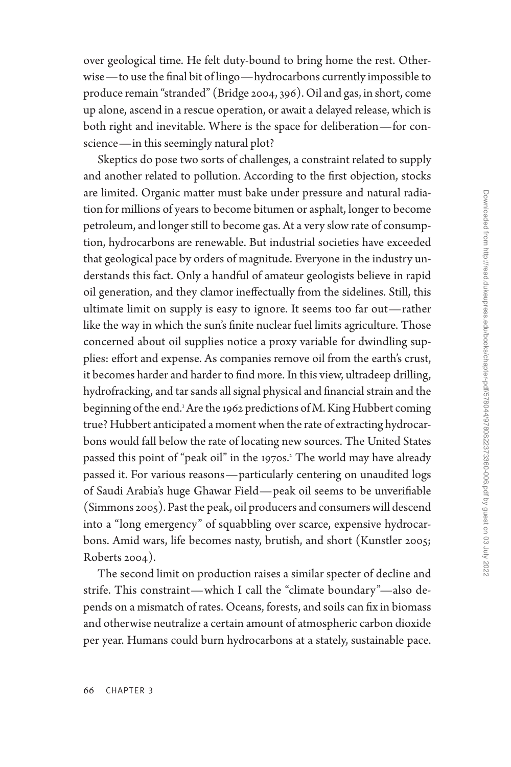over geological time. He felt duty-bound to bring home the rest. Otherwise—to use the final bit of lingo—hydrocarbons currently impossible to produce remain "stranded" (Bridge 2004, 396). Oil and gas, in short, come up alone, ascend in a rescue operation, or await a delayed release, which is both right and inevitable. Where is the space for deliberation—for conscience—in this seemingly natural plot?

Skeptics do pose two sorts of challenges, a constraint related to supply and another related to pollution. According to the first objection, stocks are limited. Organic matter must bake under pressure and natural radiation for millions of years to become bitumen or asphalt, longer to become petroleum, and longer still to become gas. At a very slow rate of consumption, hydrocarbons are renewable. But industrial societies have exceeded that geological pace by orders of magnitude. Everyone in the industry understands this fact. Only a handful of amateur geologists believe in rapid oil generation, and they clamor ineffectually from the sidelines. Still, this ultimate limit on supply is easy to ignore. It seems too far out—rather like the way in which the sun's finite nuclear fuel limits agriculture. Those concerned about oil supplies notice a proxy variable for dwindling supplies: effort and expense. As companies remove oil from the earth's crust, it becomes harder and harder to find more. In this view, ultradeep drilling, hydrofracking, and tar sands all signal physical and financial strain and the beginning of the end.[1] Are the 1962 predictions of M. King Hubbert coming true? Hubbert anticipated a moment when the rate of extracting hydrocarbons would fall below the rate of locating new sources. The United States passed this point of "peak oil" in the 1970s.[2] The world may have already passed it. For various reasons—particularly centering on unaudited logs of Saudi Arabia's huge Ghawar Field—peak oil seems to be unverifiable (Simmons 2005). Past the peak, oil producers and consumers will descend into a "long emergency" of squabbling over scarce, expensive hydrocarbons. Amid wars, life becomes nasty, brutish, and short (Kunstler 2005; Roberts 2004).

The second limit on production raises a similar specter of decline and strife. This constraint—which I call the "climate boundary"—also depends on a mismatch of rates. Oceans, forests, and soils can fix in biomass and otherwise neutralize a certain amount of atmospheric carbon dioxide per year. Humans could burn hydrocarbons at a stately, sustainable pace.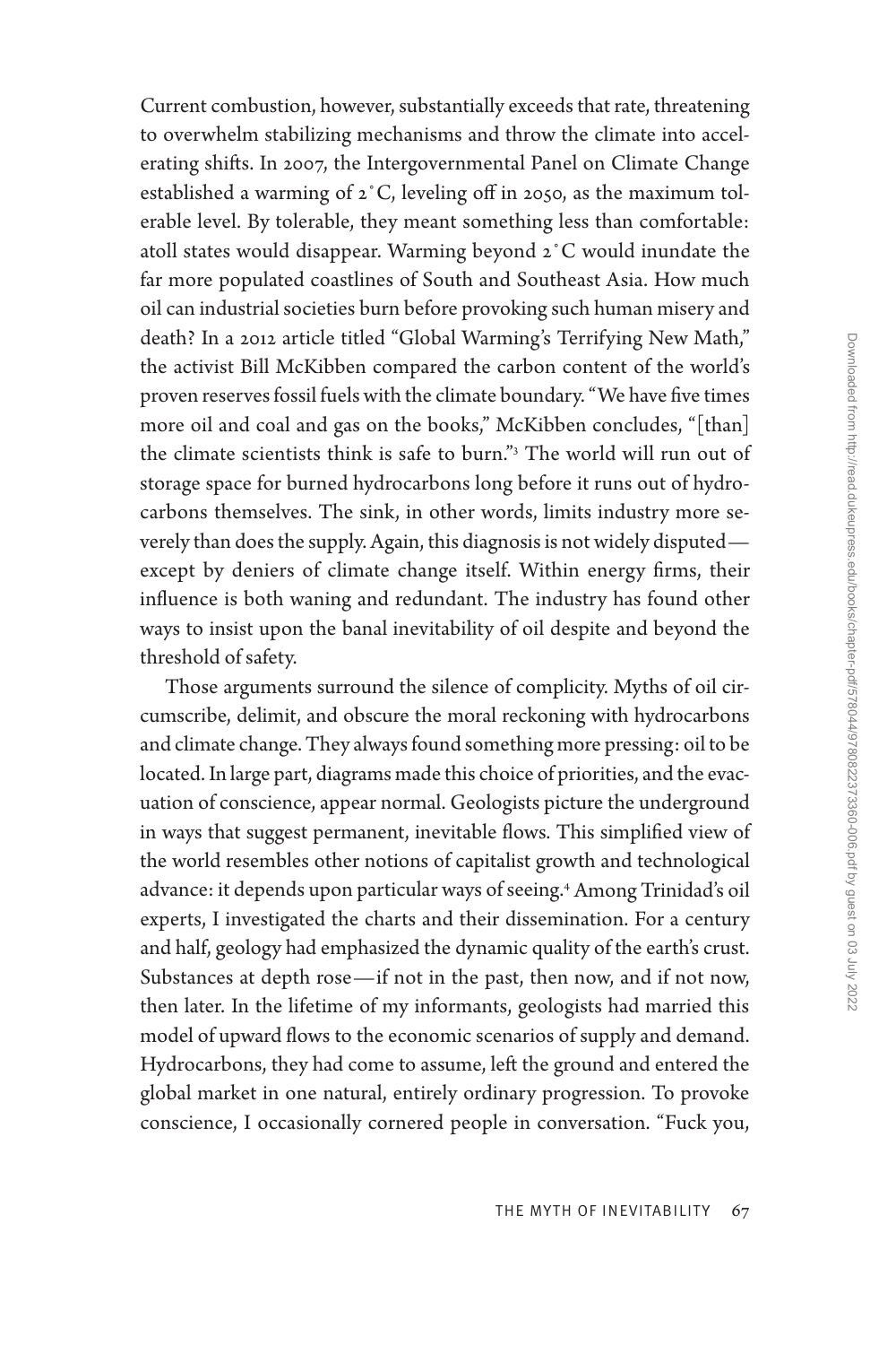Current combustion, however, substantially exceeds that rate, threatening to overwhelm stabilizing mechanisms and throw the climate into accelerating shifts. In 2007, the Intergovernmental Panel on Climate Change established a warming of 2°C, leveling off in 2050, as the maximum tolerable level. By tolerable, they meant something less than comfortable: atoll states would disappear. Warming beyond 2°C would inundate the far more populated coastlines of South and Southeast Asia. How much oil can industrial societies burn before provoking such human misery and death? In a 2012 article titled "Global Warming's Terrifying New Math," the activist Bill McKibben compared the carbon content of the world's proven reserves fossil fuels with the climate boundary. "We have five times more oil and coal and gas on the books," McKibben concludes, "[than] the climate scientists think is safe to burn."[3] The world will run out of storage space for burned hydrocarbons long before it runs out of hydrocarbons themselves. The sink, in other words, limits industry more severely than does the supply. Again, this diagnosis is not widely disputed—except by deniers of climate change itself. Within energy firms, their influence is both waning and redundant. The industry has found other ways to insist upon the banal inevitability of oil despite and beyond the threshold of safety.

Those arguments surround the silence of complicity. Myths of oil circumscribe, delimit, and obscure the moral reckoning with hydrocarbons and climate change. They always found something more pressing: oil to be located. In large part, diagrams made this choice of priorities, and the evacuation of conscience, appear normal. Geologists picture the underground in ways that suggest permanent, inevitable flows. This simplified view of the world resembles other notions of capitalist growth and technological advance: it depends upon particular ways of seeing.[4] Among Trinidad's oil experts, I investigated the charts and their dissemination. For a century and half, geology had emphasized the dynamic quality of the earth's crust. Substances at depth rose—if not in the past, then now, and if not now, then later. In the lifetime of my informants, geologists had married this model of upward flows to the economic scenarios of supply and demand. Hydrocarbons, they had come to assume, left the ground and entered the global market in one natural, entirely ordinary progression. To provoke conscience, I occasionally cornered people in conversation. "Fuck you,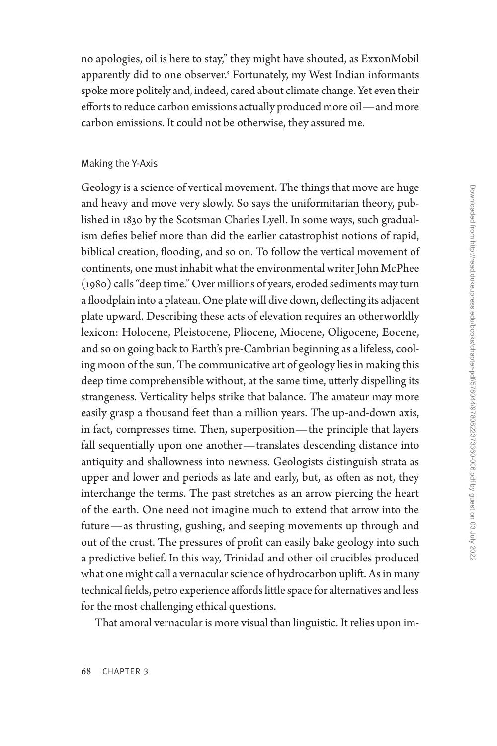no apologies, oil is here to stay," they might have shouted, as ExxonMobil apparently did to one observer.[5] Fortunately, my West Indian informants spoke more politely and, indeed, cared about climate change. Yet even their efforts to reduce carbon emissions actually produced more oil—and more carbon emissions. It could not be otherwise, they assured me.

## Making the Y-Axis

Geology is a science of vertical movement. The things that move are huge and heavy and move very slowly. So says the uniformitarian theory, published in 1830 by the Scotsman Charles Lyell. In some ways, such gradualism defies belief more than did the earlier catastrophist notions of rapid, biblical creation, flooding, and so on. To follow the vertical movement of continents, one must inhabit what the environmental writer John McPhee (1980) calls "deep time." Over millions of years, eroded sediments may turn a floodplain into a plateau. One plate will dive down, deflecting its adjacent plate upward. Describing these acts of elevation requires an otherworldly lexicon: Holocene, Pleistocene, Pliocene, Miocene, Oligocene, Eocene, and so on going back to Earth's pre-Cambrian beginning as a lifeless, cooling moon of the sun. The communicative art of geology lies in making this deep time comprehensible without, at the same time, utterly dispelling its strangeness. Verticality helps strike that balance. The amateur may more easily grasp a thousand feet than a million years. The up-and-down axis, in fact, compresses time. Then, superposition—the principle that layers fall sequentially upon one another—translates descending distance into antiquity and shallowness into newness. Geologists distinguish strata as upper and lower and periods as late and early, but, as often as not, they interchange the terms. The past stretches as an arrow piercing the heart of the earth. One need not imagine much to extend that arrow into the future—as thrusting, gushing, and seeping movements up through and out of the crust. The pressures of profit can easily bake geology into such a predictive belief. In this way, Trinidad and other oil crucibles produced what one might call a vernacular science of hydrocarbon uplift. As in many technical fields, petro experience affords little space for alternatives and less for the most challenging ethical questions.

That amoral vernacular is more visual than linguistic. It relies upon im-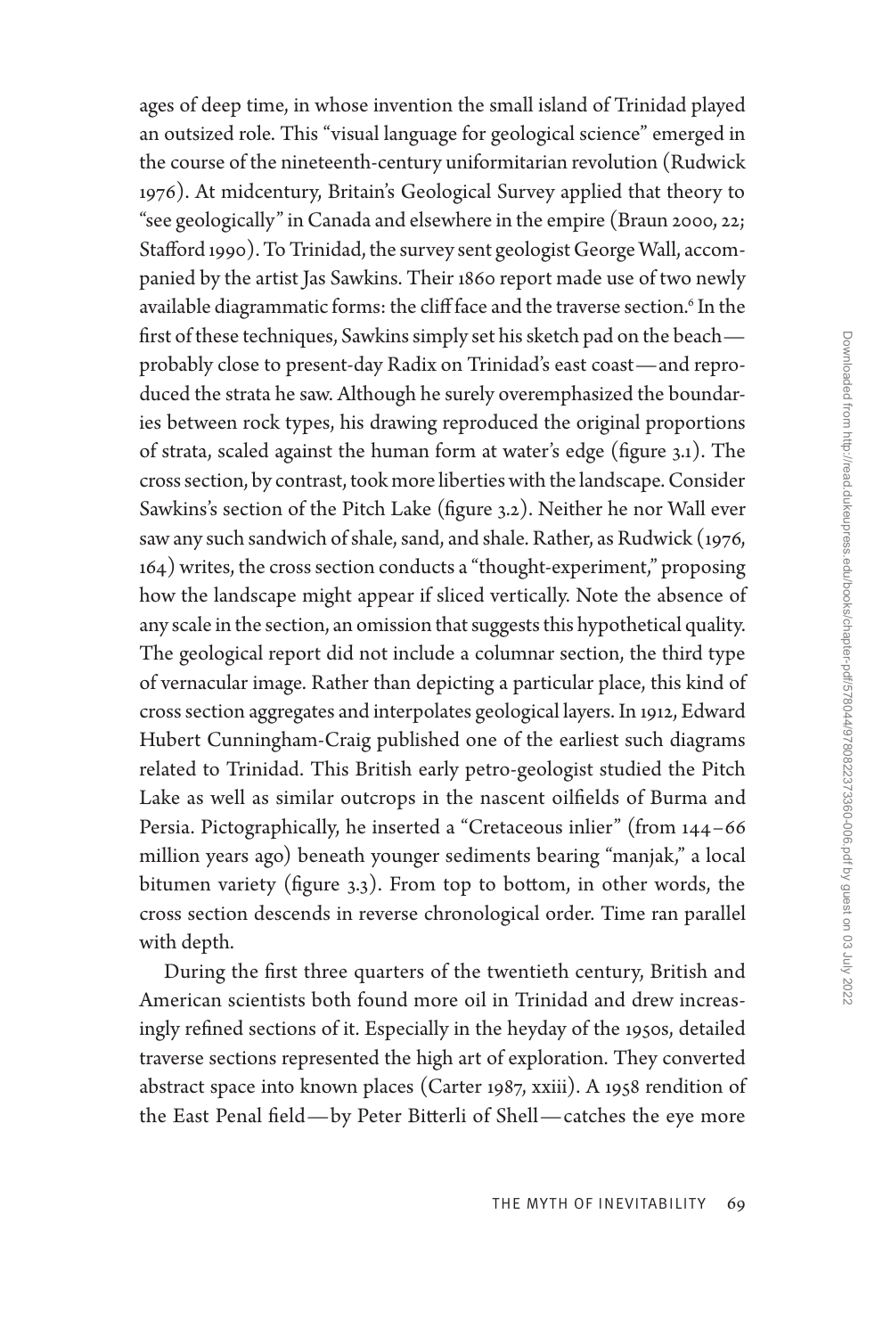ages of deep time, in whose invention the small island of Trinidad played an outsized role. This "visual language for geological science" emerged in the course of the nineteenth-century uniformitarian revolution (Rudwick 1976). At midcentury, Britain's Geological Survey applied that theory to "see geologically" in Canada and elsewhere in the empire (Braun 2000, 22; Stafford 1990). To Trinidad, the survey sent geologist George Wall, accompanied by the artist Jas Sawkins. Their 1860 report made use of two newly available diagrammatic forms: the cliff face and the traverse section.[6] In the first of these techniques, Sawkins simply set his sketch pad on the beach—probably close to present-day Radix on Trinidad's east coast—and reproduced the strata he saw. Although he surely overemphasized the boundaries between rock types, his drawing reproduced the original proportions of strata, scaled against the human form at water's edge (figure 3.1). The cross section, by contrast, took more liberties with the landscape. Consider Sawkins's section of the Pitch Lake (figure 3.2). Neither he nor Wall ever saw any such sandwich of shale, sand, and shale. Rather, as Rudwick (1976, 164) writes, the cross section conducts a "thought-experiment," proposing how the landscape might appear if sliced vertically. Note the absence of any scale in the section, an omission that suggests this hypothetical quality. The geological report did not include a columnar section, the third type of vernacular image. Rather than depicting a particular place, this kind of cross section aggregates and interpolates geological layers. In 1912, Edward Hubert Cunningham-Craig published one of the earliest such diagrams related to Trinidad. This British early petro-geologist studied the Pitch Lake as well as similar outcrops in the nascent oilfields of Burma and Persia. Pictographically, he inserted a "Cretaceous inlier" (from 144–66 million years ago) beneath younger sediments bearing "manjak," a local bitumen variety (figure 3.3). From top to bottom, in other words, the cross section descends in reverse chronological order. Time ran parallel with depth.

During the first three quarters of the twentieth century, British and American scientists both found more oil in Trinidad and drew increasingly refined sections of it. Especially in the heyday of the 1950s, detailed traverse sections represented the high art of exploration. They converted abstract space into known places (Carter 1987, xxiii). A 1958 rendition of the East Penal field—by Peter Bitterli of Shell—catches the eye more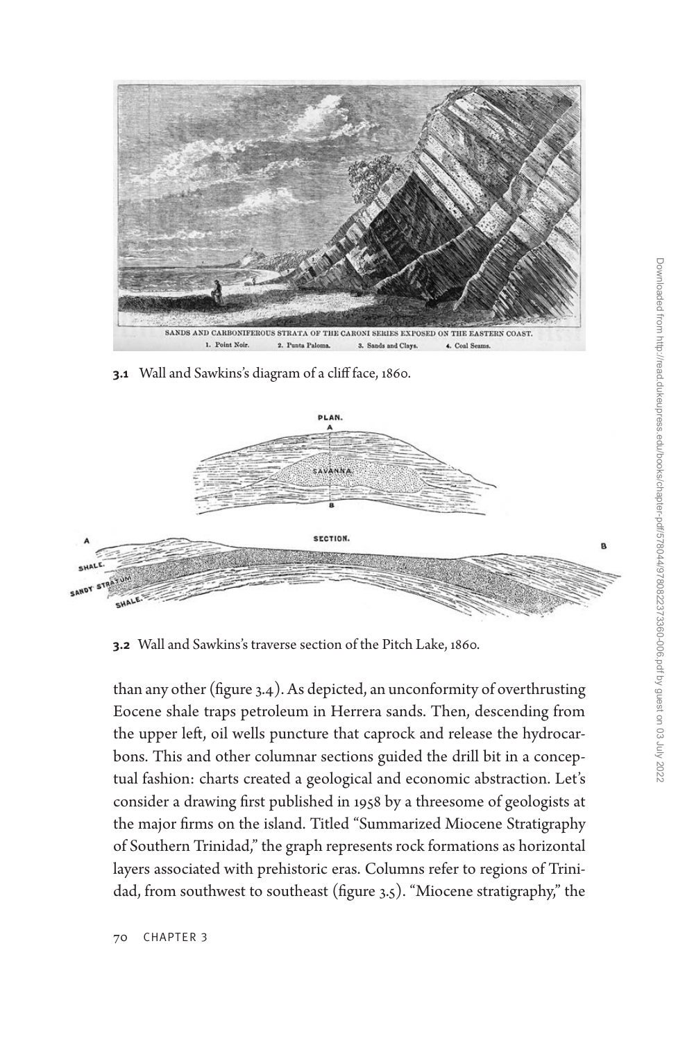3.1 Wall and Sawkins's diagram of a cliff face, 1860.

3.2 Wall and Sawkins's traverse section of the Pitch Lake, 1860.

than any other (figure 3.4). As depicted, an unconformity of overthrusting Eocene shale traps petroleum in Herrera sands. Then, descending from the upper left, oil wells puncture that caprock and release the hydrocarbons. This and other columnar sections guided the drill bit in a conceptual fashion: charts created a geological and economic abstraction. Let's consider a drawing first published in 1958 by a threesome of geologists at the major firms on the island. Titled "Summarized Miocene Stratigraphy of Southern Trinidad," the graph represents rock formations as horizontal layers associated with prehistoric eras. Columns refer to regions of Trinidad, from southwest to southeast (figure 3.5). "Miocene stratigraphy," the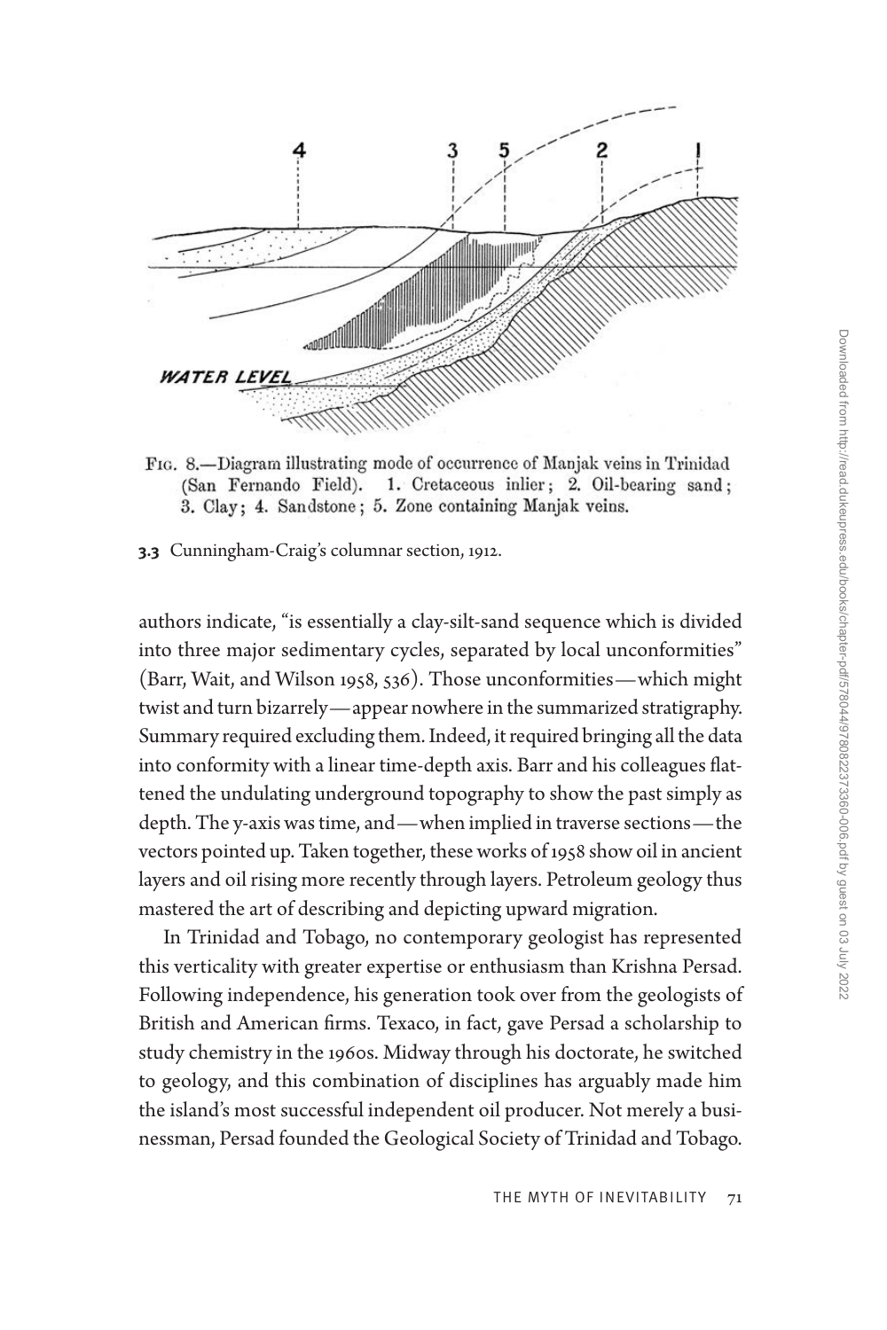Fig. 8.—Diagram illustrating mode of occurrence of Manjak veins in Trinidad (San Fernando Field). 1. Cretaceous inlier; 2. Oil-bearing sand; 3. Clay; 4. Sandstone; 5. Zone containing Manjak veins.

**3.3** Cunningham-Craig's columnar section, 1912.

authors indicate, "is essentially a clay-silt-sand sequence which is divided into three major sedimentary cycles, separated by local unconformities" (Barr, Wait, and Wilson 1958, 536). Those unconformities—which might twist and turn bizarrely—appear nowhere in the summarized stratigraphy. Summary required excluding them. Indeed, it required bringing all the data into conformity with a linear time-depth axis. Barr and his colleagues flattened the undulating underground topography to show the past simply as depth. The y-axis was time, and—when implied in traverse sections—the vectors pointed up. Taken together, these works of 1958 show oil in ancient layers and oil rising more recently through layers. Petroleum geology thus mastered the art of describing and depicting upward migration.

In Trinidad and Tobago, no contemporary geologist has represented this verticality with greater expertise or enthusiasm than Krishna Persad. Following independence, his generation took over from the geologists of British and American firms. Texaco, in fact, gave Persad a scholarship to study chemistry in the 1960s. Midway through his doctorate, he switched to geology, and this combination of disciplines has arguably made him the island's most successful independent oil producer. Not merely a businessman, Persad founded the Geological Society of Trinidad and Tobago.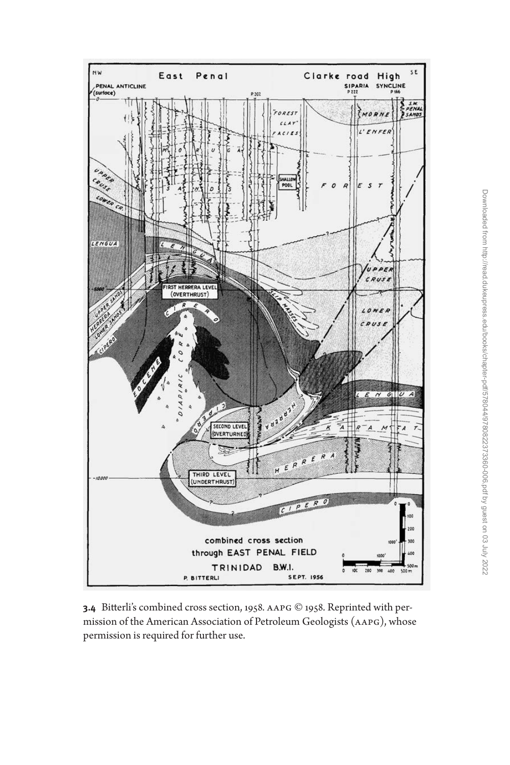**3.4** Bitterli's combined cross section, 1958. AAPG © 1958. Reprinted with permission of the American Association of Petroleum Geologists (AAPG), whose permission is required for further use.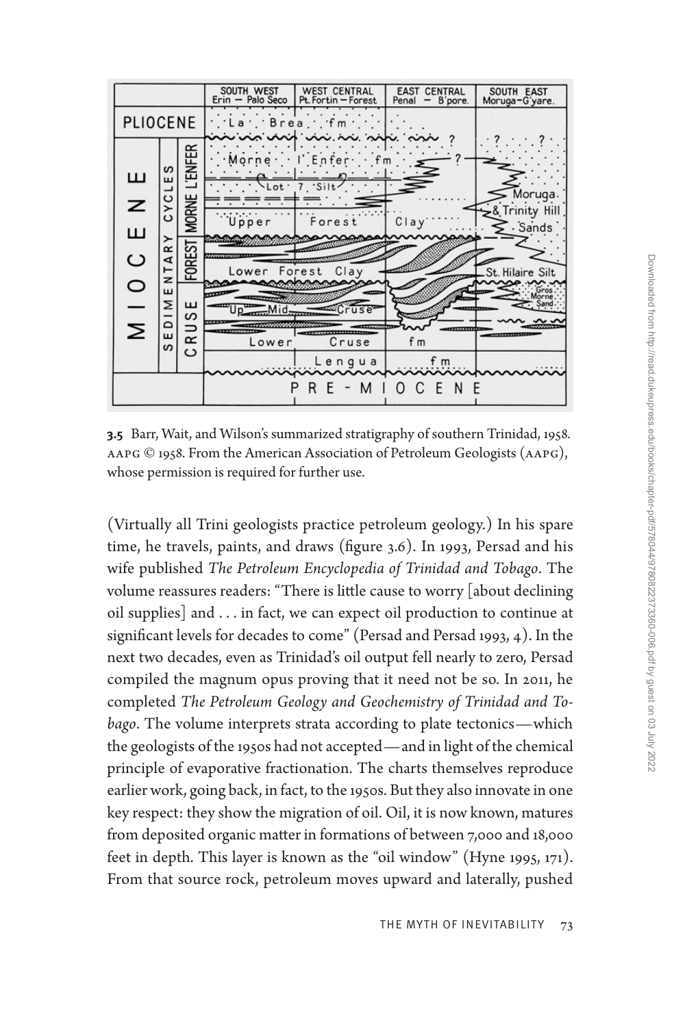**3.5** Barr, Wait, and Wilson's summarized stratigraphy of southern Trinidad, 1958. AAPG © 1958. From the American Association of Petroleum Geologists (AAPG), whose permission is required for further use.

(Virtually all Trini geologists practice petroleum geology.) In his spare time, he travels, paints, and draws (figure 3.6). In 1993, Persad and his wife published *The Petroleum Encyclopedia of Trinidad and Tobago*. The volume reassures readers: "There is little cause to worry [about declining oil supplies] and . . . in fact, we can expect oil production to continue at significant levels for decades to come" (Persad and Persad 1993, 4). In the next two decades, even as Trinidad's oil output fell nearly to zero, Persad compiled the magnum opus proving that it need not be so. In 2011, he completed *The Petroleum Geology and Geochemistry of Trinidad and Tobago*. The volume interprets strata according to plate tectonics—which the geologists of the 1950s had not accepted—and in light of the chemical principle of evaporative fractionation. The charts themselves reproduce earlier work, going back, in fact, to the 1950s. But they also innovate in one key respect: they show the migration of oil. Oil, it is now known, matures from deposited organic matter in formations of between 7,000 and 18,000 feet in depth. This layer is known as the "oil window" (Hyne 1995, 171). From that source rock, petroleum moves upward and laterally, pushed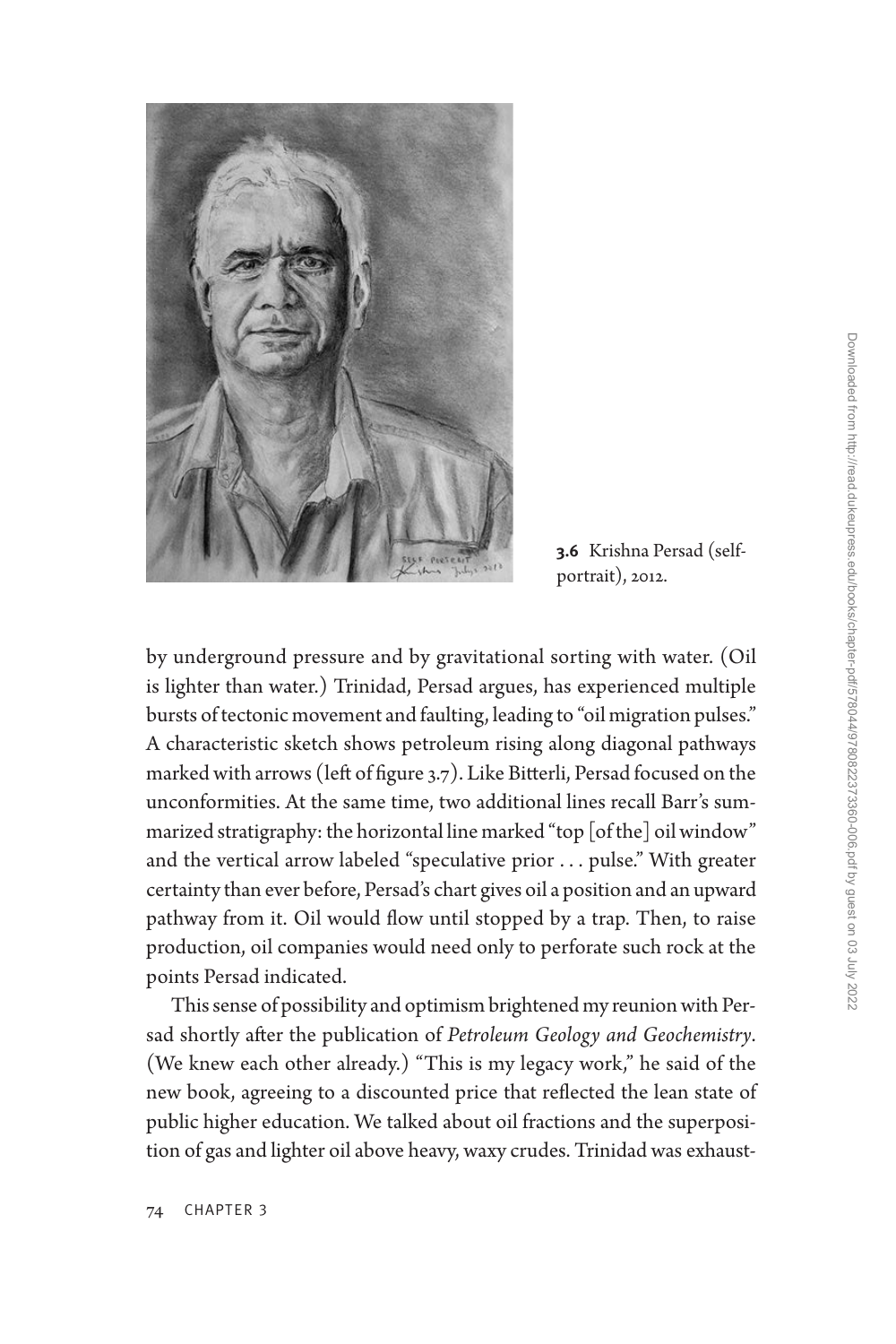3.6 Krishna Persad (self-portrait), 2012.

by underground pressure and by gravitational sorting with water. (Oil is lighter than water.) Trinidad, Persad argues, has experienced multiple bursts of tectonic movement and faulting, leading to "oil migration pulses." A characteristic sketch shows petroleum rising along diagonal pathways marked with arrows (left of figure 3.7). Like Bitterli, Persad focused on the unconformities. At the same time, two additional lines recall Barr's summarized stratigraphy: the horizontal line marked "top [of the] oil window" and the vertical arrow labeled "speculative prior . . . pulse." With greater certainty than ever before, Persad's chart gives oil a position and an upward pathway from it. Oil would flow until stopped by a trap. Then, to raise production, oil companies would need only to perforate such rock at the points Persad indicated.

This sense of possibility and optimism brightened my reunion with Persad shortly after the publication of *Petroleum Geology and Geochemistry*. (We knew each other already.) "This is my legacy work," he said of the new book, agreeing to a discounted price that reflected the lean state of public higher education. We talked about oil fractions and the superposition of gas and lighter oil above heavy, waxy crudes. Trinidad was exhaust-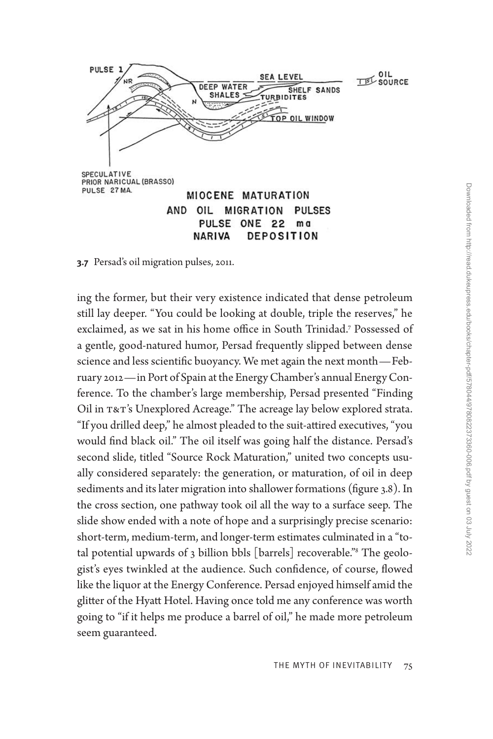PULSE 1

NR

SEA LEVEL

OIL SOURCE

DEEP WATER SHALES

SHELF SANDS

TURBIDITES

N

TOP OIL WINDOW

SPECULATIVE PRIOR NARICUAL (BRASSO) PULSE 27 MA.

MIOCENE MATURATION AND OIL MIGRATION PULSES PULSE ONE 22 ma NARIVA DEPOSITION

**3.7** Persad's oil migration pulses, 2011.

ing the former, but their very existence indicated that dense petroleum still lay deeper. "You could be looking at double, triple the reserves," he exclaimed, as we sat in his home office in South Trinidad.[7] Possessed of a gentle, good-natured humor, Persad frequently slipped between dense science and less scientific buoyancy. We met again the next month—February 2012—in Port of Spain at the Energy Chamber's annual Energy Conference. To the chamber's large membership, Persad presented "Finding Oil in T&T's Unexplored Acreage." The acreage lay below explored strata. "If you drilled deep," he almost pleaded to the suit-attired executives, "you would find black oil." The oil itself was going half the distance. Persad's second slide, titled "Source Rock Maturation," united two concepts usually considered separately: the generation, or maturation, of oil in deep sediments and its later migration into shallower formations (figure 3.8). In the cross section, one pathway took oil all the way to a surface seep. The slide show ended with a note of hope and a surprisingly precise scenario: short-term, medium-term, and longer-term estimates culminated in a "total potential upwards of 3 billion bbls [barrels] recoverable."[8] The geologist's eyes twinkled at the audience. Such confidence, of course, flowed like the liquor at the Energy Conference. Persad enjoyed himself amid the glitter of the Hyatt Hotel. Having once told me any conference was worth going to "if it helps me produce a barrel of oil," he made more petroleum seem guaranteed.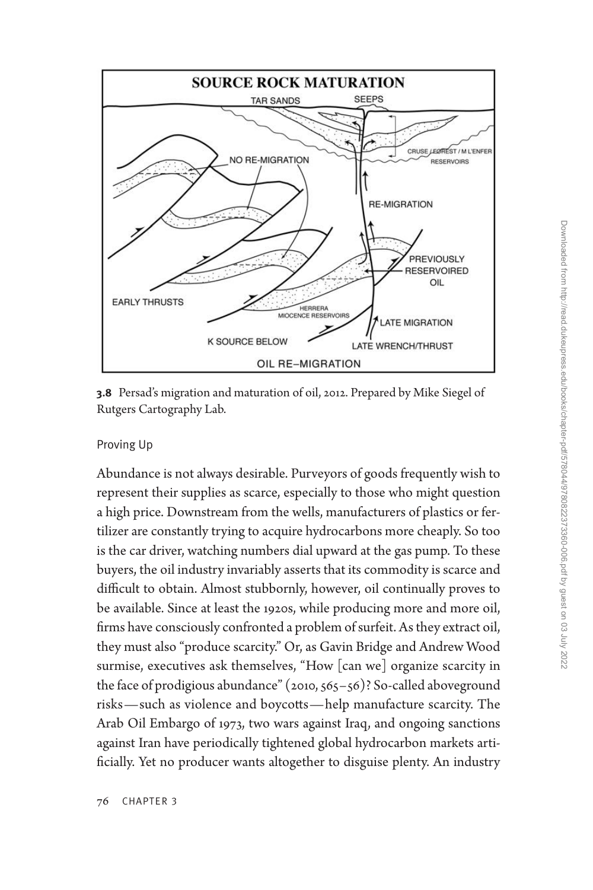**3.8** Persad's migration and maturation of oil, 2012. Prepared by Mike Siegel of Rutgers Cartography Lab.

### Proving Up

Abundance is not always desirable. Purveyors of goods frequently wish to represent their supplies as scarce, especially to those who might question a high price. Downstream from the wells, manufacturers of plastics or fertilizer are constantly trying to acquire hydrocarbons more cheaply. So too is the car driver, watching numbers dial upward at the gas pump. To these buyers, the oil industry invariably asserts that its commodity is scarce and difficult to obtain. Almost stubbornly, however, oil continually proves to be available. Since at least the 1920s, while producing more and more oil, firms have consciously confronted a problem of surfeit. As they extract oil, they must also "produce scarcity." Or, as Gavin Bridge and Andrew Wood surmise, executives ask themselves, "How [can we] organize scarcity in the face of prodigious abundance" (2010, 565–56)? So-called aboveground risks—such as violence and boycotts—help manufacture scarcity. The Arab Oil Embargo of 1973, two wars against Iraq, and ongoing sanctions against Iran have periodically tightened global hydrocarbon markets artificially. Yet no producer wants altogether to disguise plenty. An industry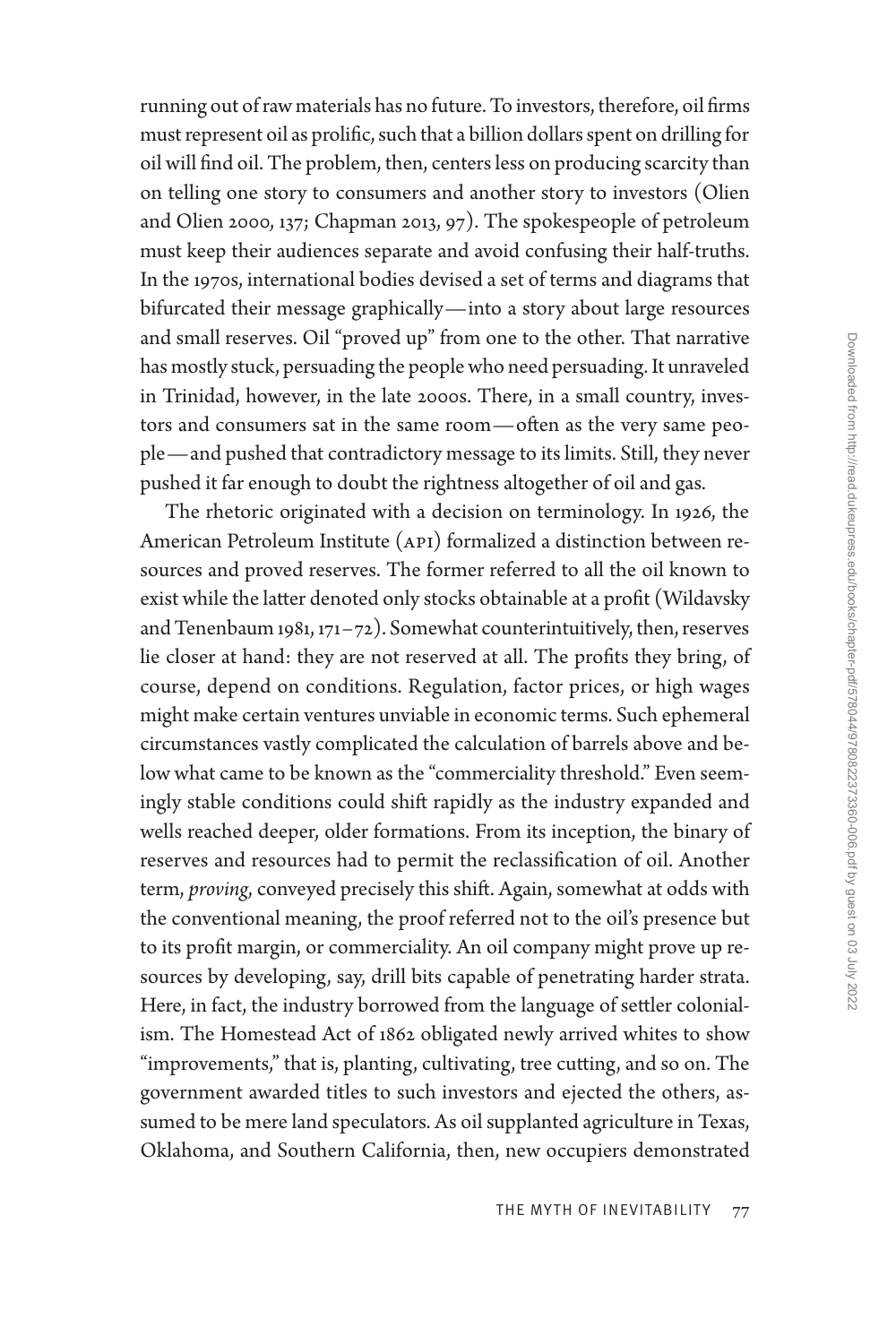running out of raw materials has no future. To investors, therefore, oil firms must represent oil as prolific, such that a billion dollars spent on drilling for oil will find oil. The problem, then, centers less on producing scarcity than on telling one story to consumers and another story to investors (Olien and Olien 2000, 137; Chapman 2013, 97). The spokespeople of petroleum must keep their audiences separate and avoid confusing their half-truths. In the 1970s, international bodies devised a set of terms and diagrams that bifurcated their message graphically—into a story about large resources and small reserves. Oil "proved up" from one to the other. That narrative has mostly stuck, persuading the people who need persuading. It unraveled in Trinidad, however, in the late 2000s. There, in a small country, investors and consumers sat in the same room—often as the very same people—and pushed that contradictory message to its limits. Still, they never pushed it far enough to doubt the rightness altogether of oil and gas.

The rhetoric originated with a decision on terminology. In 1926, the American Petroleum Institute (API) formalized a distinction between resources and proved reserves. The former referred to all the oil known to exist while the latter denoted only stocks obtainable at a profit (Wildavsky and Tenenbaum 1981, 171–72). Somewhat counterintuitively, then, reserves lie closer at hand: they are not reserved at all. The profits they bring, of course, depend on conditions. Regulation, factor prices, or high wages might make certain ventures unviable in economic terms. Such ephemeral circumstances vastly complicated the calculation of barrels above and below what came to be known as the "commerciality threshold." Even seemingly stable conditions could shift rapidly as the industry expanded and wells reached deeper, older formations. From its inception, the binary of reserves and resources had to permit the reclassification of oil. Another term, *proving*, conveyed precisely this shift. Again, somewhat at odds with the conventional meaning, the proof referred not to the oil's presence but to its profit margin, or commerciality. An oil company might prove up resources by developing, say, drill bits capable of penetrating harder strata. Here, in fact, the industry borrowed from the language of settler colonialism. The Homestead Act of 1862 obligated newly arrived whites to show "improvements," that is, planting, cultivating, tree cutting, and so on. The government awarded titles to such investors and ejected the others, assumed to be mere land speculators. As oil supplanted agriculture in Texas, Oklahoma, and Southern California, then, new occupiers demonstrated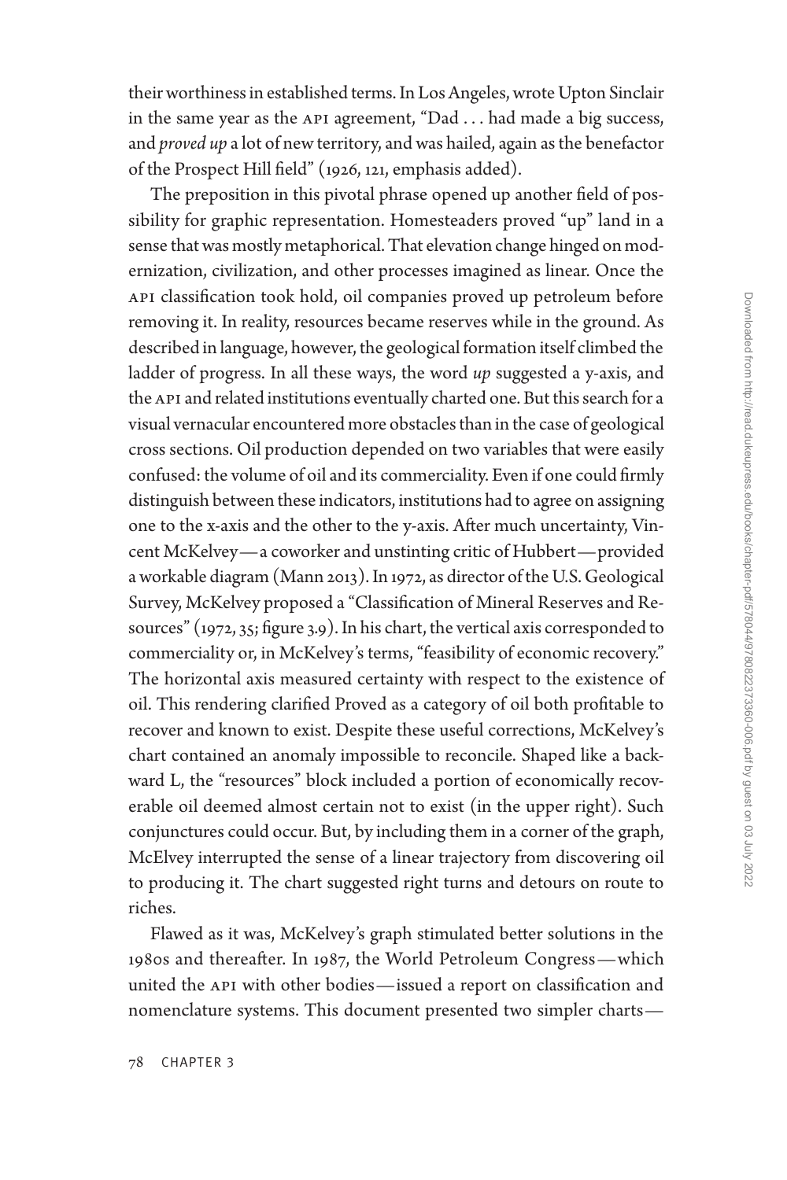their worthiness in established terms. In Los Angeles, wrote Upton Sinclair in the same year as the API agreement, "Dad . . . had made a big success, and *proved up* a lot of new territory, and was hailed, again as the benefactor of the Prospect Hill field" (1926, 121, emphasis added).

The preposition in this pivotal phrase opened up another field of possibility for graphic representation. Homesteaders proved "up" land in a sense that was mostly metaphorical. That elevation change hinged on modernization, civilization, and other processes imagined as linear. Once the API classification took hold, oil companies proved up petroleum before removing it. In reality, resources became reserves while in the ground. As described in language, however, the geological formation itself climbed the ladder of progress. In all these ways, the word *up* suggested a y-axis, and the API and related institutions eventually charted one. But this search for a visual vernacular encountered more obstacles than in the case of geological cross sections. Oil production depended on two variables that were easily confused: the volume of oil and its commerciality. Even if one could firmly distinguish between these indicators, institutions had to agree on assigning one to the x-axis and the other to the y-axis. After much uncertainty, Vincent McKelvey—a coworker and unstinting critic of Hubbert—provided a workable diagram (Mann 2013). In 1972, as director of the U.S. Geological Survey, McKelvey proposed a "Classification of Mineral Reserves and Resources" (1972, 35; figure 3.9). In his chart, the vertical axis corresponded to commerciality or, in McKelvey's terms, "feasibility of economic recovery." The horizontal axis measured certainty with respect to the existence of oil. This rendering clarified Proved as a category of oil both profitable to recover and known to exist. Despite these useful corrections, McKelvey's chart contained an anomaly impossible to reconcile. Shaped like a backward L, the "resources" block included a portion of economically recoverable oil deemed almost certain not to exist (in the upper right). Such conjunctures could occur. But, by including them in a corner of the graph, McElvey interrupted the sense of a linear trajectory from discovering oil to producing it. The chart suggested right turns and detours on route to riches.

Flawed as it was, McKelvey's graph stimulated better solutions in the 1980s and thereafter. In 1987, the World Petroleum Congress—which united the API with other bodies—issued a report on classification and nomenclature systems. This document presented two simpler charts—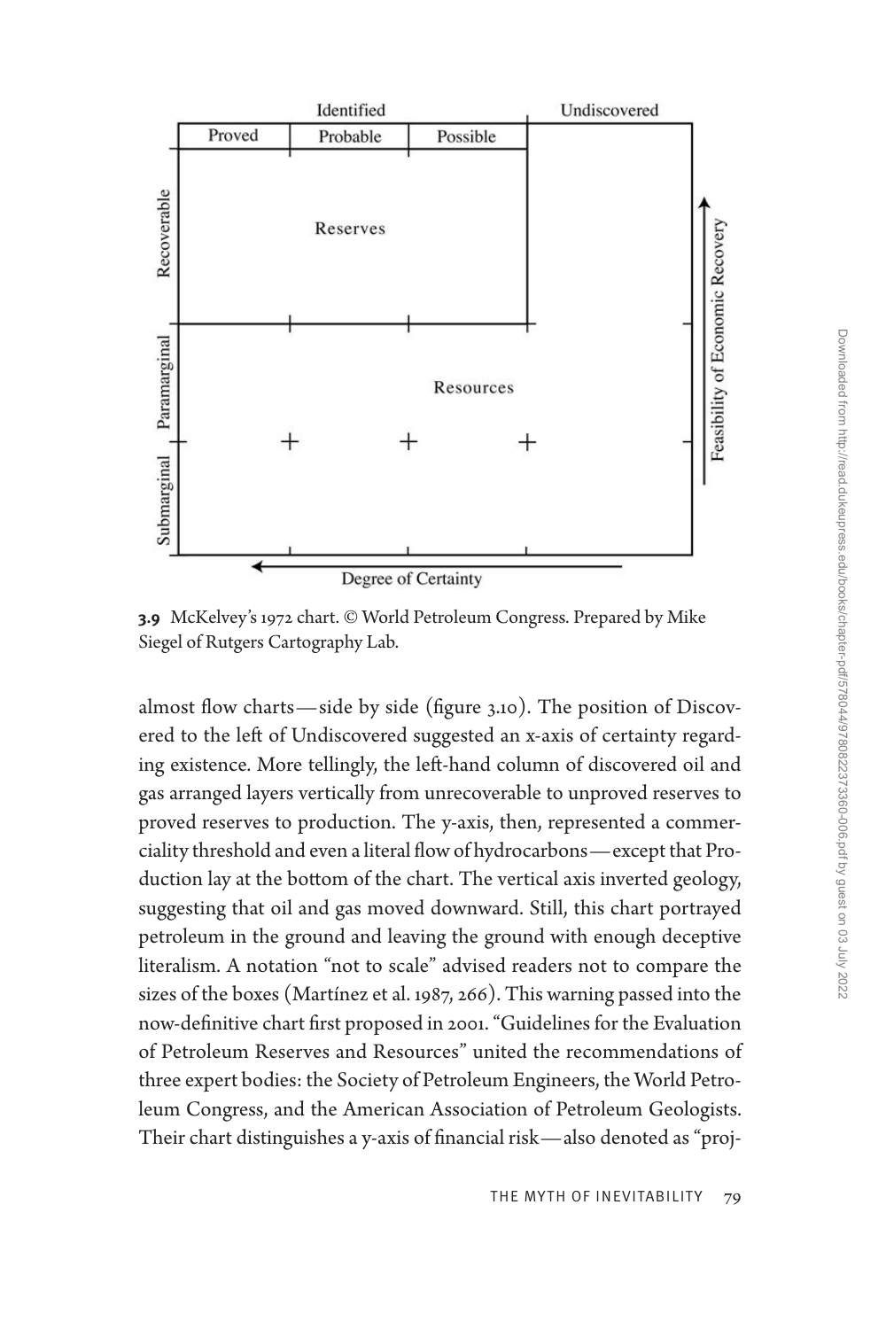**3.9** McKelvey's 1972 chart. © World Petroleum Congress. Prepared by Mike Siegel of Rutgers Cartography Lab.

almost flow charts—side by side (figure 3.10). The position of Discovered to the left of Undiscovered suggested an x-axis of certainty regarding existence. More tellingly, the left-hand column of discovered oil and gas arranged layers vertically from unrecoverable to unproved reserves to proved reserves to production. The y-axis, then, represented a commerciality threshold and even a literal flow of hydrocarbons—except that Production lay at the bottom of the chart. The vertical axis inverted geology, suggesting that oil and gas moved downward. Still, this chart portrayed petroleum in the ground and leaving the ground with enough deceptive literalism. A notation "not to scale" advised readers not to compare the sizes of the boxes (Martínez et al. 1987, 266). This warning passed into the now-definitive chart first proposed in 2001. "Guidelines for the Evaluation of Petroleum Reserves and Resources" united the recommendations of three expert bodies: the Society of Petroleum Engineers, the World Petroleum Congress, and the American Association of Petroleum Geologists. Their chart distinguishes a y-axis of financial risk—also denoted as "proj-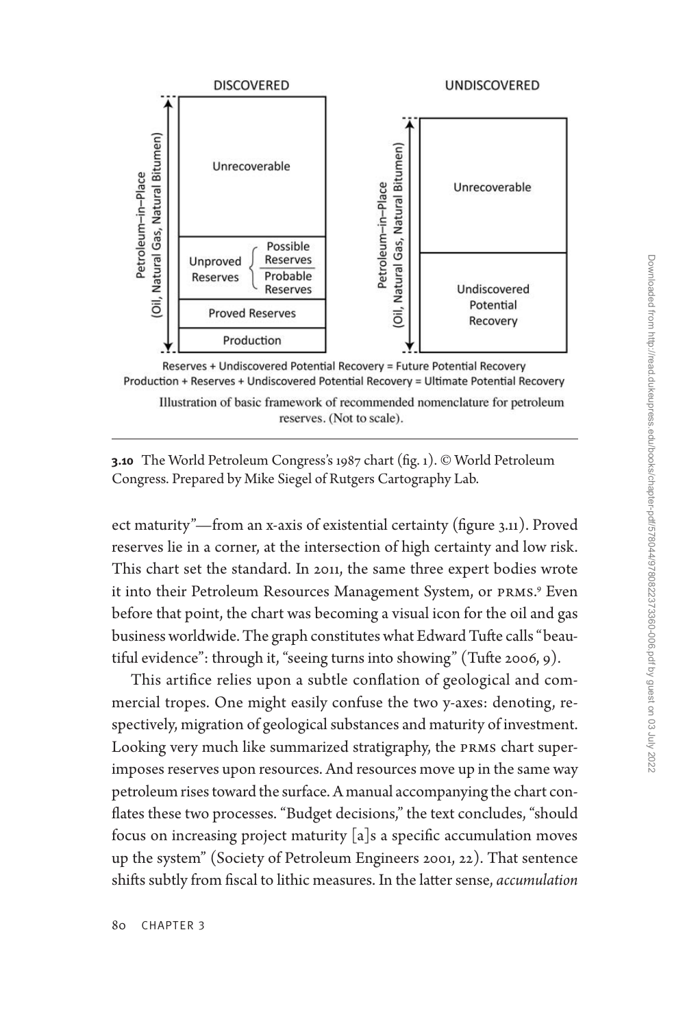DISCOVERED

UNDISCOVERED

Petroleum–in–Place (Oil, Natural Gas, Natural Bitumen)

Unrecoverable

Unproved Reserves — Possible Reserves / Probable Reserves

Proved Reserves

Production

Petroleum–in–Place (Oil, Natural Gas, Natural Bitumen)

Unrecoverable

Undiscovered Potential Recovery

Reserves + Undiscovered Potential Recovery = Future Potential Recovery
Production + Reserves + Undiscovered Potential Recovery = Ultimate Potential Recovery

Illustration of basic framework of recommended nomenclature for petroleum reserves. (Not to scale).

**3.10** The World Petroleum Congress's 1987 chart (fig. 1). © World Petroleum Congress. Prepared by Mike Siegel of Rutgers Cartography Lab.

ect maturity"—from an x-axis of existential certainty (figure 3.11). Proved reserves lie in a corner, at the intersection of high certainty and low risk. This chart set the standard. In 2011, the same three expert bodies wrote it into their Petroleum Resources Management System, or PRMS.[9] Even before that point, the chart was becoming a visual icon for the oil and gas business worldwide. The graph constitutes what Edward Tufte calls "beautiful evidence": through it, "seeing turns into showing" (Tufte 2006, 9).

This artifice relies upon a subtle conflation of geological and commercial tropes. One might easily confuse the two y-axes: denoting, respectively, migration of geological substances and maturity of investment. Looking very much like summarized stratigraphy, the PRMS chart superimposes reserves upon resources. And resources move up in the same way petroleum rises toward the surface. A manual accompanying the chart conflates these two processes. "Budget decisions," the text concludes, "should focus on increasing project maturity [a]s a specific accumulation moves up the system" (Society of Petroleum Engineers 2001, 22). That sentence shifts subtly from fiscal to lithic measures. In the latter sense, *accumulation*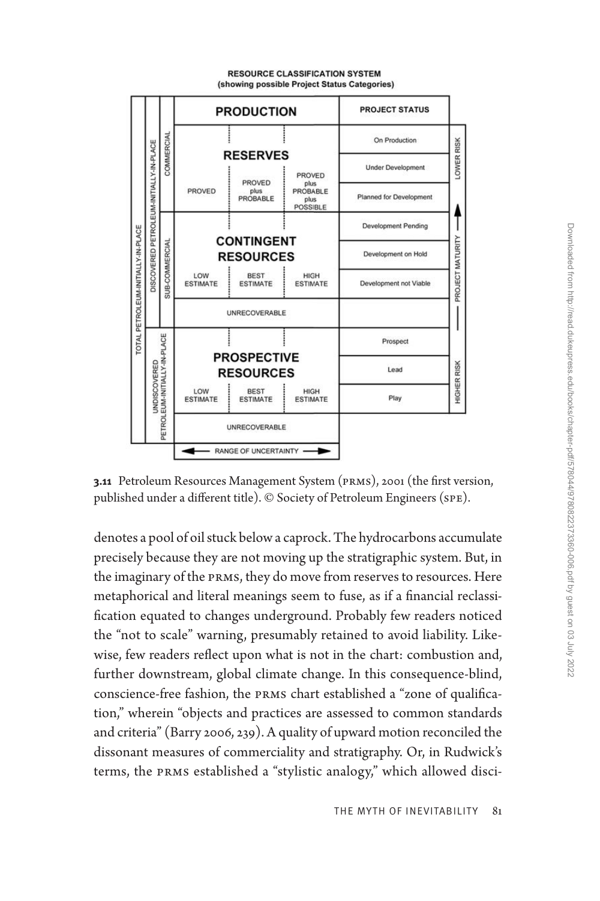**RESOURCE CLASSIFICATION SYSTEM**
**(showing possible Project Status Categories)**

| | | | PRODUCTION | | | PROJECT STATUS | |
|---|---|---|---|---|---|---|---|
| TOTAL PETROLEUM-INITIALLY-IN-PLACE | DISCOVERED PETROLEUM-INITIALLY-IN-PLACE | COMMERCIAL | **RESERVES** PROVED | PROVED plus PROBABLE | PROVED plus PROBABLE plus POSSIBLE | On Production | LOWER RISK |
| | | | | | | Under Development | |
| | | | | | | Planned for Development | |
| | | SUB-COMMERCIAL | **CONTINGENT RESOURCES** LOW ESTIMATE | BEST ESTIMATE | HIGH ESTIMATE | Development Pending | PROJECT MATURITY |
| | | | | | | Development on Hold | |
| | | | | | | Development not Viable | |
| | | | UNRECOVERABLE | | | | |
| | UNDISCOVERED PETROLEUM-INITIALLY-IN-PLACE | | **PROSPECTIVE RESOURCES** LOW ESTIMATE | BEST ESTIMATE | HIGH ESTIMATE | Prospect | HIGHER RISK |
| | | | | | | Lead | |
| | | | | | | Play | |
| | | | UNRECOVERABLE | | | | |
| | | | ← RANGE OF UNCERTAINTY → | | | | |

**3.11** Petroleum Resources Management System (PRMS), 2001 (the first version, published under a different title). © Society of Petroleum Engineers (SPE).

denotes a pool of oil stuck below a caprock. The hydrocarbons accumulate precisely because they are not moving up the stratigraphic system. But, in the imaginary of the PRMS, they do move from reserves to resources. Here metaphorical and literal meanings seem to fuse, as if a financial reclassification equated to changes underground. Probably few readers noticed the "not to scale" warning, presumably retained to avoid liability. Likewise, few readers reflect upon what is not in the chart: combustion and, further downstream, global climate change. In this consequence-blind, conscience-free fashion, the PRMS chart established a "zone of qualification," wherein "objects and practices are assessed to common standards and criteria" (Barry 2006, 239). A quality of upward motion reconciled the dissonant measures of commerciality and stratigraphy. Or, in Rudwick's terms, the PRMS established a "stylistic analogy," which allowed disci-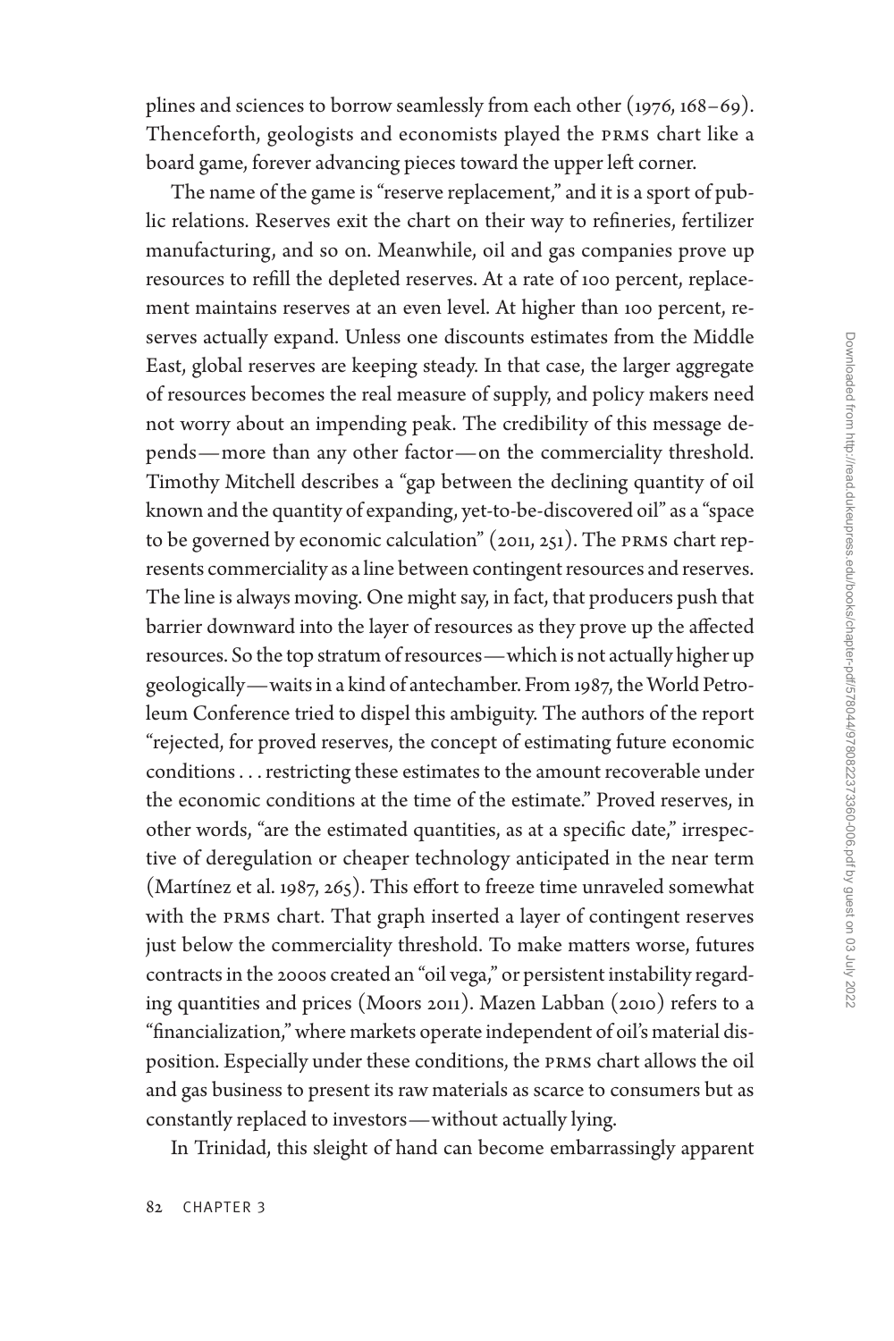plines and sciences to borrow seamlessly from each other (1976, 168–69). Thenceforth, geologists and economists played the PRMS chart like a board game, forever advancing pieces toward the upper left corner.

The name of the game is "reserve replacement," and it is a sport of public relations. Reserves exit the chart on their way to refineries, fertilizer manufacturing, and so on. Meanwhile, oil and gas companies prove up resources to refill the depleted reserves. At a rate of 100 percent, replacement maintains reserves at an even level. At higher than 100 percent, reserves actually expand. Unless one discounts estimates from the Middle East, global reserves are keeping steady. In that case, the larger aggregate of resources becomes the real measure of supply, and policy makers need not worry about an impending peak. The credibility of this message depends—more than any other factor—on the commerciality threshold. Timothy Mitchell describes a "gap between the declining quantity of oil known and the quantity of expanding, yet-to-be-discovered oil" as a "space to be governed by economic calculation" (2011, 251). The PRMS chart represents commerciality as a line between contingent resources and reserves. The line is always moving. One might say, in fact, that producers push that barrier downward into the layer of resources as they prove up the affected resources. So the top stratum of resources—which is not actually higher up geologically—waits in a kind of antechamber. From 1987, the World Petroleum Conference tried to dispel this ambiguity. The authors of the report "rejected, for proved reserves, the concept of estimating future economic conditions . . . restricting these estimates to the amount recoverable under the economic conditions at the time of the estimate." Proved reserves, in other words, "are the estimated quantities, as at a specific date," irrespective of deregulation or cheaper technology anticipated in the near term (Martínez et al. 1987, 265). This effort to freeze time unraveled somewhat with the PRMS chart. That graph inserted a layer of contingent reserves just below the commerciality threshold. To make matters worse, futures contracts in the 2000s created an "oil vega," or persistent instability regarding quantities and prices (Moors 2011). Mazen Labban (2010) refers to a "financialization," where markets operate independent of oil's material disposition. Especially under these conditions, the PRMS chart allows the oil and gas business to present its raw materials as scarce to consumers but as constantly replaced to investors—without actually lying.

In Trinidad, this sleight of hand can become embarrassingly apparent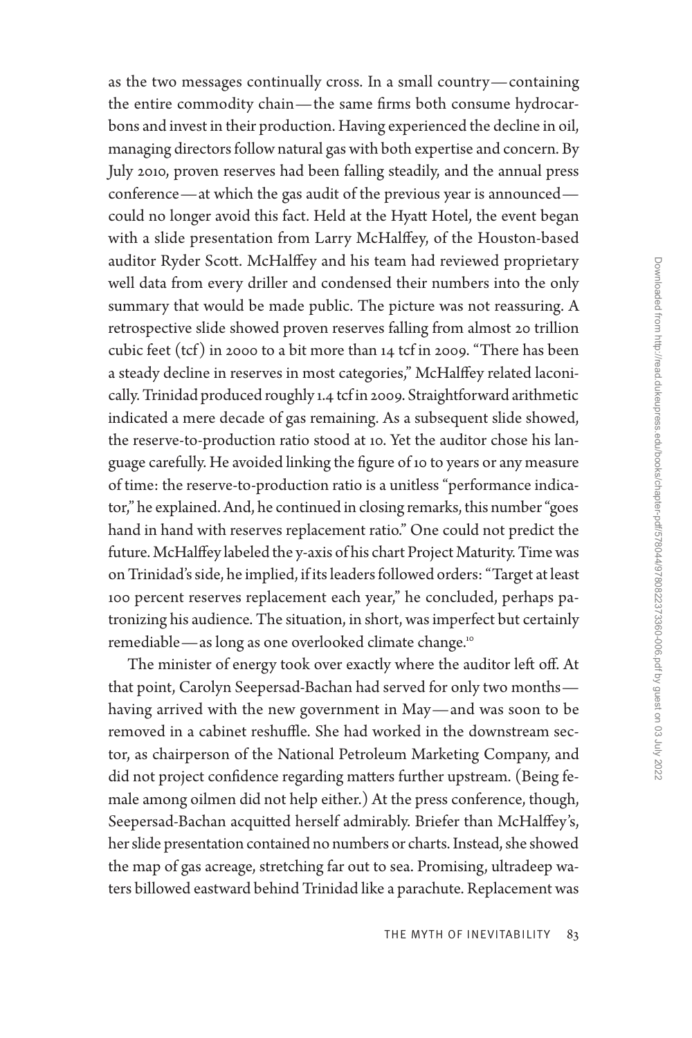as the two messages continually cross. In a small country—containing the entire commodity chain—the same firms both consume hydrocarbons and invest in their production. Having experienced the decline in oil, managing directors follow natural gas with both expertise and concern. By July 2010, proven reserves had been falling steadily, and the annual press conference—at which the gas audit of the previous year is announced—could no longer avoid this fact. Held at the Hyatt Hotel, the event began with a slide presentation from Larry McHalffey, of the Houston-based auditor Ryder Scott. McHalffey and his team had reviewed proprietary well data from every driller and condensed their numbers into the only summary that would be made public. The picture was not reassuring. A retrospective slide showed proven reserves falling from almost 20 trillion cubic feet (tcf) in 2000 to a bit more than 14 tcf in 2009. "There has been a steady decline in reserves in most categories," McHalffey related laconically. Trinidad produced roughly 1.4 tcf in 2009. Straightforward arithmetic indicated a mere decade of gas remaining. As a subsequent slide showed, the reserve-to-production ratio stood at 10. Yet the auditor chose his language carefully. He avoided linking the figure of 10 to years or any measure of time: the reserve-to-production ratio is a unitless "performance indicator," he explained. And, he continued in closing remarks, this number "goes hand in hand with reserves replacement ratio." One could not predict the future. McHalffey labeled the y-axis of his chart Project Maturity. Time was on Trinidad's side, he implied, if its leaders followed orders: "Target at least 100 percent reserves replacement each year," he concluded, perhaps patronizing his audience. The situation, in short, was imperfect but certainly remediable—as long as one overlooked climate change.[10]

The minister of energy took over exactly where the auditor left off. At that point, Carolyn Seepersad-Bachan had served for only two months—having arrived with the new government in May—and was soon to be removed in a cabinet reshuffle. She had worked in the downstream sector, as chairperson of the National Petroleum Marketing Company, and did not project confidence regarding matters further upstream. (Being female among oilmen did not help either.) At the press conference, though, Seepersad-Bachan acquitted herself admirably. Briefer than McHalffey's, her slide presentation contained no numbers or charts. Instead, she showed the map of gas acreage, stretching far out to sea. Promising, ultradeep waters billowed eastward behind Trinidad like a parachute. Replacement was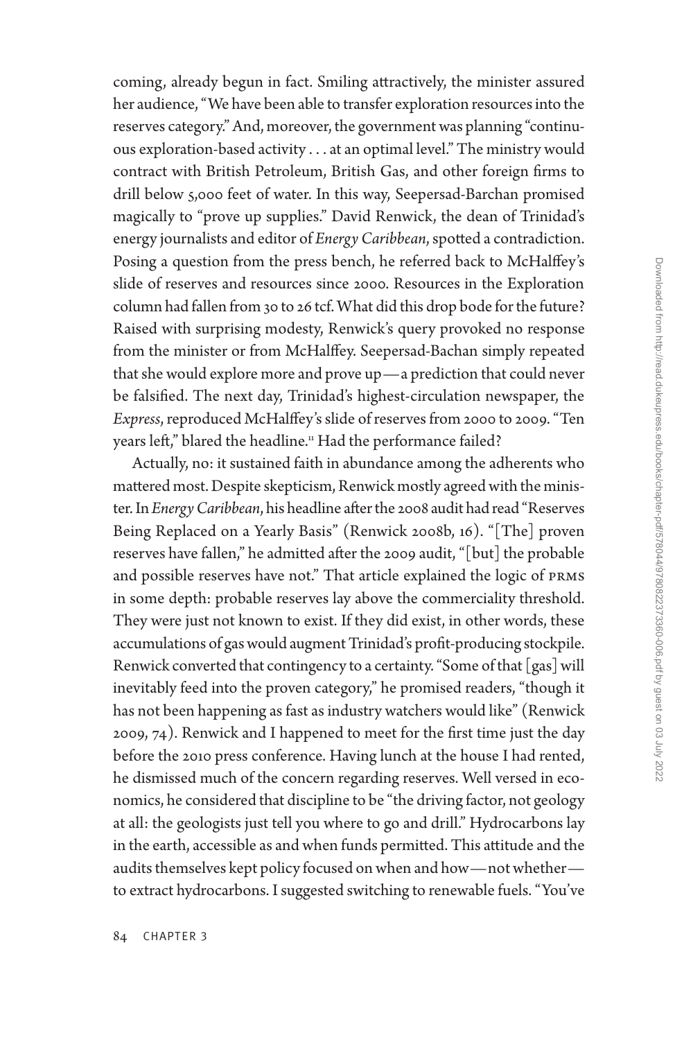coming, already begun in fact. Smiling attractively, the minister assured her audience, "We have been able to transfer exploration resources into the reserves category." And, moreover, the government was planning "continuous exploration-based activity . . . at an optimal level." The ministry would contract with British Petroleum, British Gas, and other foreign firms to drill below 5,000 feet of water. In this way, Seepersad-Barchan promised magically to "prove up supplies." David Renwick, the dean of Trinidad's energy journalists and editor of *Energy Caribbean*, spotted a contradiction. Posing a question from the press bench, he referred back to McHalffey's slide of reserves and resources since 2000. Resources in the Exploration column had fallen from 30 to 26 tcf. What did this drop bode for the future? Raised with surprising modesty, Renwick's query provoked no response from the minister or from McHalffey. Seepersad-Bachan simply repeated that she would explore more and prove up—a prediction that could never be falsified. The next day, Trinidad's highest-circulation newspaper, the *Express*, reproduced McHalffey's slide of reserves from 2000 to 2009. "Ten years left," blared the headline.[11] Had the performance failed?

Actually, no: it sustained faith in abundance among the adherents who mattered most. Despite skepticism, Renwick mostly agreed with the minister. In *Energy Caribbean*, his headline after the 2008 audit had read "Reserves Being Replaced on a Yearly Basis" (Renwick 2008b, 16). "[The] proven reserves have fallen," he admitted after the 2009 audit, "[but] the probable and possible reserves have not." That article explained the logic of PRMS in some depth: probable reserves lay above the commerciality threshold. They were just not known to exist. If they did exist, in other words, these accumulations of gas would augment Trinidad's profit-producing stockpile. Renwick converted that contingency to a certainty. "Some of that [gas] will inevitably feed into the proven category," he promised readers, "though it has not been happening as fast as industry watchers would like" (Renwick 2009, 74). Renwick and I happened to meet for the first time just the day before the 2010 press conference. Having lunch at the house I had rented, he dismissed much of the concern regarding reserves. Well versed in economics, he considered that discipline to be "the driving factor, not geology at all: the geologists just tell you where to go and drill." Hydrocarbons lay in the earth, accessible as and when funds permitted. This attitude and the audits themselves kept policy focused on when and how—not whether—to extract hydrocarbons. I suggested switching to renewable fuels. "You've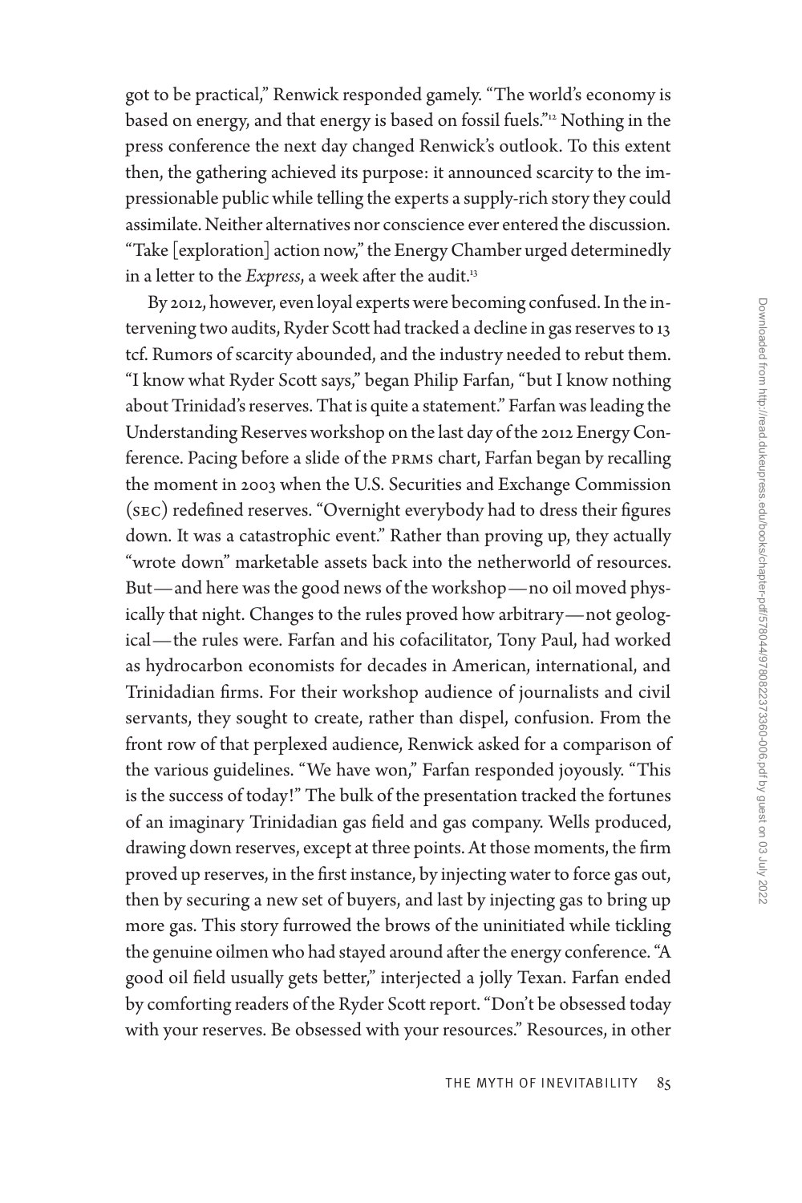got to be practical," Renwick responded gamely. "The world's economy is based on energy, and that energy is based on fossil fuels."[12] Nothing in the press conference the next day changed Renwick's outlook. To this extent then, the gathering achieved its purpose: it announced scarcity to the impressionable public while telling the experts a supply-rich story they could assimilate. Neither alternatives nor conscience ever entered the discussion. "Take [exploration] action now," the Energy Chamber urged determinedly in a letter to the *Express*, a week after the audit.[13]

By 2012, however, even loyal experts were becoming confused. In the intervening two audits, Ryder Scott had tracked a decline in gas reserves to 13 tcf. Rumors of scarcity abounded, and the industry needed to rebut them. "I know what Ryder Scott says," began Philip Farfan, "but I know nothing about Trinidad's reserves. That is quite a statement." Farfan was leading the Understanding Reserves workshop on the last day of the 2012 Energy Conference. Pacing before a slide of the PRMS chart, Farfan began by recalling the moment in 2003 when the U.S. Securities and Exchange Commission (SEC) redefined reserves. "Overnight everybody had to dress their figures down. It was a catastrophic event." Rather than proving up, they actually "wrote down" marketable assets back into the netherworld of resources. But—and here was the good news of the workshop—no oil moved physically that night. Changes to the rules proved how arbitrary—not geological—the rules were. Farfan and his cofacilitator, Tony Paul, had worked as hydrocarbon economists for decades in American, international, and Trinidadian firms. For their workshop audience of journalists and civil servants, they sought to create, rather than dispel, confusion. From the front row of that perplexed audience, Renwick asked for a comparison of the various guidelines. "We have won," Farfan responded joyously. "This is the success of today!" The bulk of the presentation tracked the fortunes of an imaginary Trinidadian gas field and gas company. Wells produced, drawing down reserves, except at three points. At those moments, the firm proved up reserves, in the first instance, by injecting water to force gas out, then by securing a new set of buyers, and last by injecting gas to bring up more gas. This story furrowed the brows of the uninitiated while tickling the genuine oilmen who had stayed around after the energy conference. "A good oil field usually gets better," interjected a jolly Texan. Farfan ended by comforting readers of the Ryder Scott report. "Don't be obsessed today with your reserves. Be obsessed with your resources." Resources, in other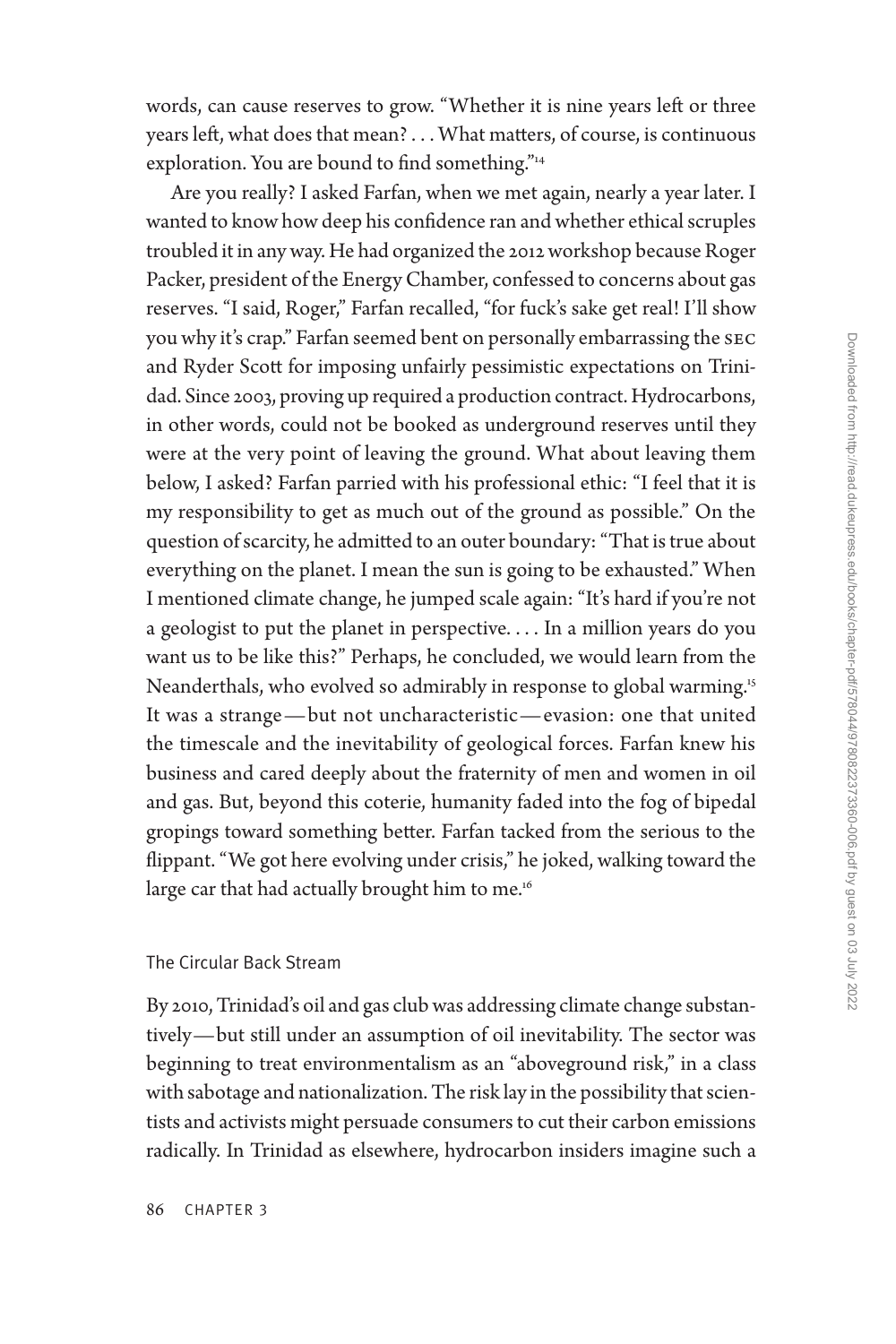words, can cause reserves to grow. "Whether it is nine years left or three years left, what does that mean? . . . What matters, of course, is continuous exploration. You are bound to find something."[14]

Are you really? I asked Farfan, when we met again, nearly a year later. I wanted to know how deep his confidence ran and whether ethical scruples troubled it in any way. He had organized the 2012 workshop because Roger Packer, president of the Energy Chamber, confessed to concerns about gas reserves. "I said, Roger," Farfan recalled, "for fuck's sake get real! I'll show you why it's crap." Farfan seemed bent on personally embarrassing the SEC and Ryder Scott for imposing unfairly pessimistic expectations on Trinidad. Since 2003, proving up required a production contract. Hydrocarbons, in other words, could not be booked as underground reserves until they were at the very point of leaving the ground. What about leaving them below, I asked? Farfan parried with his professional ethic: "I feel that it is my responsibility to get as much out of the ground as possible." On the question of scarcity, he admitted to an outer boundary: "That is true about everything on the planet. I mean the sun is going to be exhausted." When I mentioned climate change, he jumped scale again: "It's hard if you're not a geologist to put the planet in perspective. . . . In a million years do you want us to be like this?" Perhaps, he concluded, we would learn from the Neanderthals, who evolved so admirably in response to global warming.[15] It was a strange—but not uncharacteristic—evasion: one that united the timescale and the inevitability of geological forces. Farfan knew his business and cared deeply about the fraternity of men and women in oil and gas. But, beyond this coterie, humanity faded into the fog of bipedal gropings toward something better. Farfan tacked from the serious to the flippant. "We got here evolving under crisis," he joked, walking toward the large car that had actually brought him to me.[16]

### The Circular Back Stream

By 2010, Trinidad's oil and gas club was addressing climate change substantively—but still under an assumption of oil inevitability. The sector was beginning to treat environmentalism as an "aboveground risk," in a class with sabotage and nationalization. The risk lay in the possibility that scientists and activists might persuade consumers to cut their carbon emissions radically. In Trinidad as elsewhere, hydrocarbon insiders imagine such a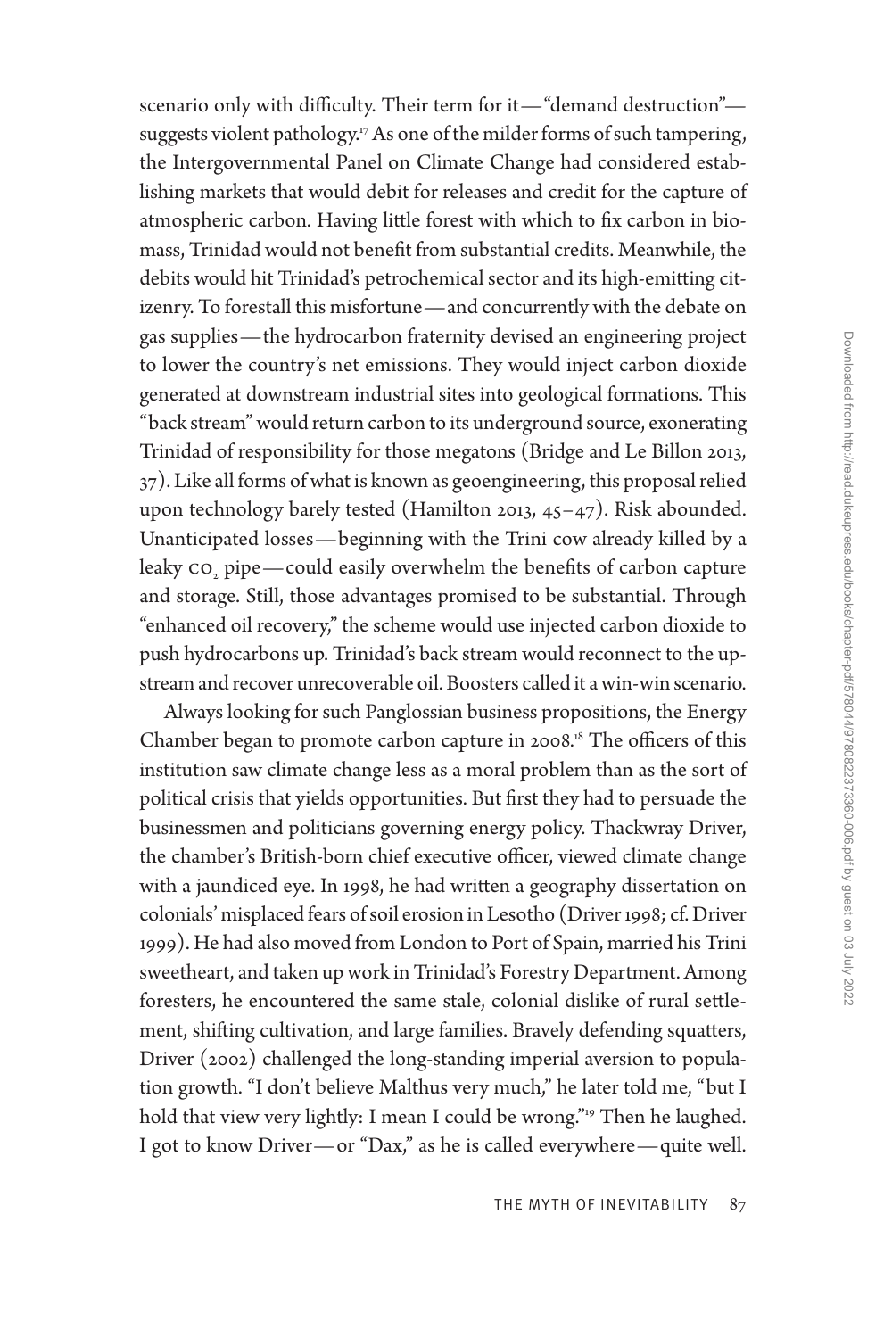scenario only with difficulty. Their term for it—"demand destruction"—suggests violent pathology.[17] As one of the milder forms of such tampering, the Intergovernmental Panel on Climate Change had considered establishing markets that would debit for releases and credit for the capture of atmospheric carbon. Having little forest with which to fix carbon in biomass, Trinidad would not benefit from substantial credits. Meanwhile, the debits would hit Trinidad's petrochemical sector and its high-emitting citizenry. To forestall this misfortune—and concurrently with the debate on gas supplies—the hydrocarbon fraternity devised an engineering project to lower the country's net emissions. They would inject carbon dioxide generated at downstream industrial sites into geological formations. This "back stream" would return carbon to its underground source, exonerating Trinidad of responsibility for those megatons (Bridge and Le Billon 2013, 37). Like all forms of what is known as geoengineering, this proposal relied upon technology barely tested (Hamilton 2013, 45–47). Risk abounded. Unanticipated losses—beginning with the Trini cow already killed by a leaky $CO_2$ pipe—could easily overwhelm the benefits of carbon capture and storage. Still, those advantages promised to be substantial. Through "enhanced oil recovery," the scheme would use injected carbon dioxide to push hydrocarbons up. Trinidad's back stream would reconnect to the upstream and recover unrecoverable oil. Boosters called it a win-win scenario.

Always looking for such Panglossian business propositions, the Energy Chamber began to promote carbon capture in 2008.[18] The officers of this institution saw climate change less as a moral problem than as the sort of political crisis that yields opportunities. But first they had to persuade the businessmen and politicians governing energy policy. Thackwray Driver, the chamber's British-born chief executive officer, viewed climate change with a jaundiced eye. In 1998, he had written a geography dissertation on colonials' misplaced fears of soil erosion in Lesotho (Driver 1998; cf. Driver 1999). He had also moved from London to Port of Spain, married his Trini sweetheart, and taken up work in Trinidad's Forestry Department. Among foresters, he encountered the same stale, colonial dislike of rural settlement, shifting cultivation, and large families. Bravely defending squatters, Driver (2002) challenged the long-standing imperial aversion to population growth. "I don't believe Malthus very much," he later told me, "but I hold that view very lightly: I mean I could be wrong."[19] Then he laughed. I got to know Driver—or "Dax," as he is called everywhere—quite well.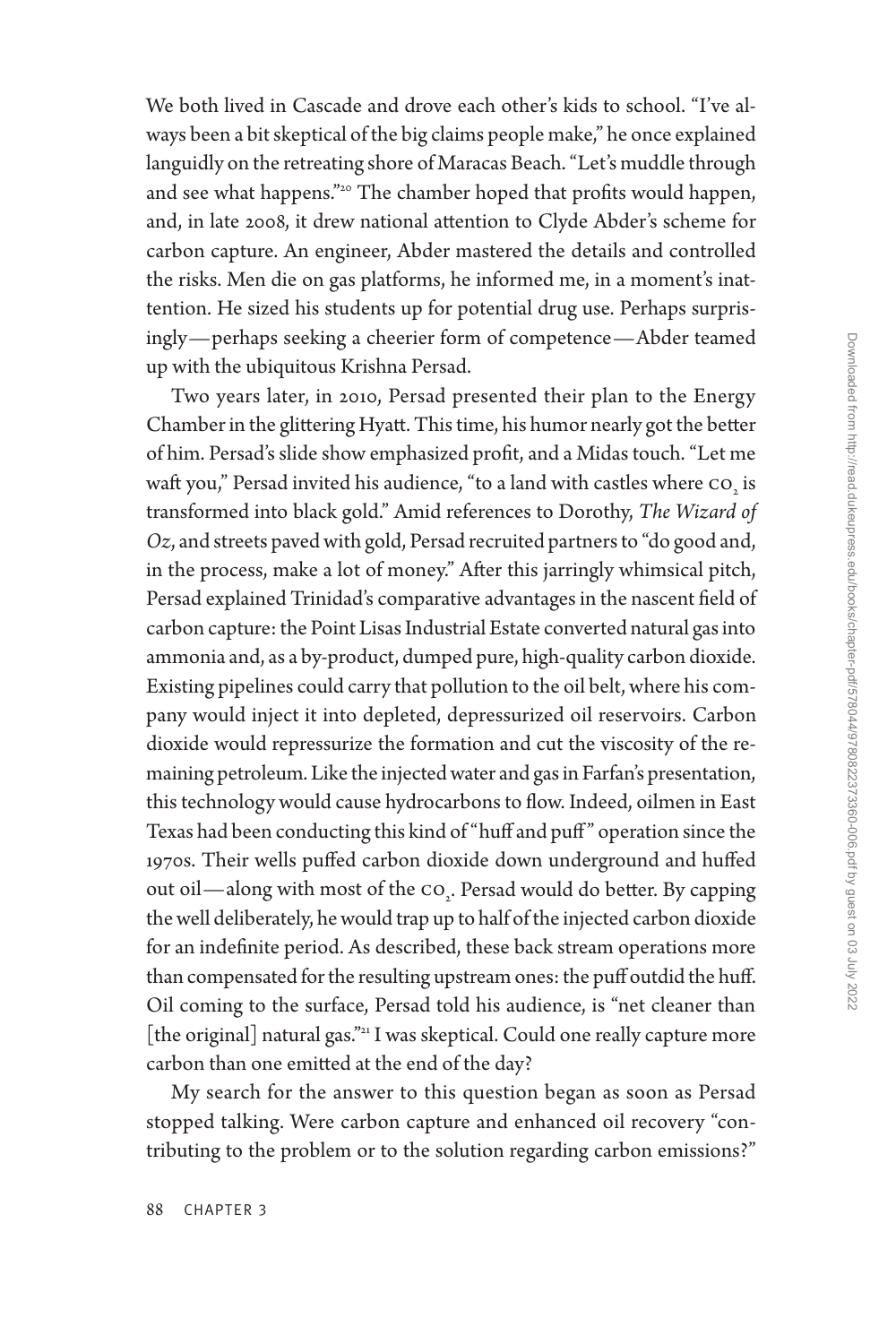We both lived in Cascade and drove each other's kids to school. "I've always been a bit skeptical of the big claims people make," he once explained languidly on the retreating shore of Maracas Beach. "Let's muddle through and see what happens."[20] The chamber hoped that profits would happen, and, in late 2008, it drew national attention to Clyde Abder's scheme for carbon capture. An engineer, Abder mastered the details and controlled the risks. Men die on gas platforms, he informed me, in a moment's inattention. He sized his students up for potential drug use. Perhaps surprisingly—perhaps seeking a cheerier form of competence—Abder teamed up with the ubiquitous Krishna Persad.

Two years later, in 2010, Persad presented their plan to the Energy Chamber in the glittering Hyatt. This time, his humor nearly got the better of him. Persad's slide show emphasized profit, and a Midas touch. "Let me waft you," Persad invited his audience, "to a land with castles where $CO_2$ is transformed into black gold." Amid references to Dorothy, *The Wizard of Oz*, and streets paved with gold, Persad recruited partners to "do good and, in the process, make a lot of money." After this jarringly whimsical pitch, Persad explained Trinidad's comparative advantages in the nascent field of carbon capture: the Point Lisas Industrial Estate converted natural gas into ammonia and, as a by-product, dumped pure, high-quality carbon dioxide. Existing pipelines could carry that pollution to the oil belt, where his company would inject it into depleted, depressurized oil reservoirs. Carbon dioxide would repressurize the formation and cut the viscosity of the remaining petroleum. Like the injected water and gas in Farfan's presentation, this technology would cause hydrocarbons to flow. Indeed, oilmen in East Texas had been conducting this kind of "huff and puff" operation since the 1970s. Their wells puffed carbon dioxide down underground and huffed out oil—along with most of the $CO_2$. Persad would do better. By capping the well deliberately, he would trap up to half of the injected carbon dioxide for an indefinite period. As described, these back stream operations more than compensated for the resulting upstream ones: the puff outdid the huff. Oil coming to the surface, Persad told his audience, is "net cleaner than [the original] natural gas."[21] I was skeptical. Could one really capture more carbon than one emitted at the end of the day?

My search for the answer to this question began as soon as Persad stopped talking. Were carbon capture and enhanced oil recovery "contributing to the problem or to the solution regarding carbon emissions?"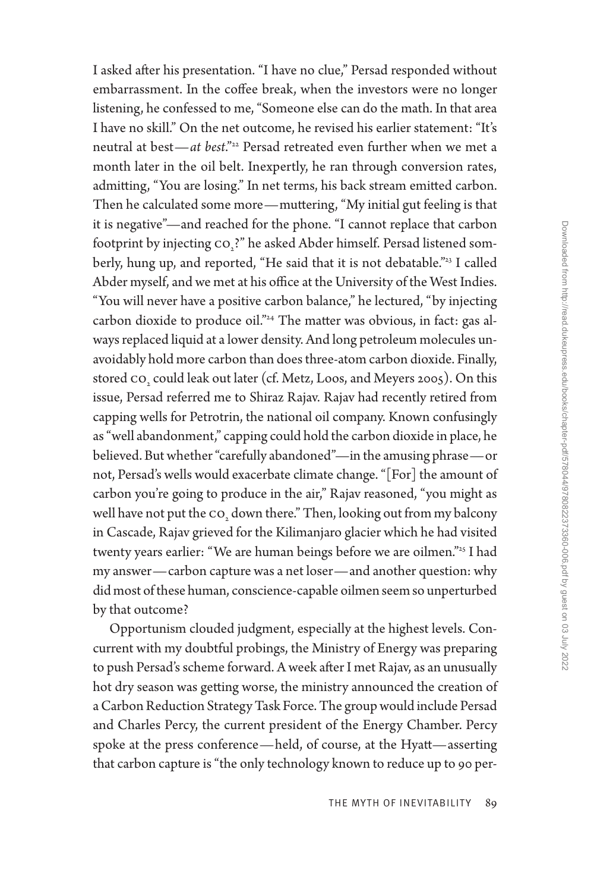I asked after his presentation. "I have no clue," Persad responded without embarrassment. In the coffee break, when the investors were no longer listening, he confessed to me, "Someone else can do the math. In that area I have no skill." On the net outcome, he revised his earlier statement: "It's neutral at best—*at best*."[22] Persad retreated even further when we met a month later in the oil belt. Inexpertly, he ran through conversion rates, admitting, "You are losing." In net terms, his back stream emitted carbon. Then he calculated some more—muttering, "My initial gut feeling is that it is negative"—and reached for the phone. "I cannot replace that carbon footprint by injecting $CO_2$?" he asked Abder himself. Persad listened somberly, hung up, and reported, "He said that it is not debatable."[23] I called Abder myself, and we met at his office at the University of the West Indies. "You will never have a positive carbon balance," he lectured, "by injecting carbon dioxide to produce oil."[24] The matter was obvious, in fact: gas always replaced liquid at a lower density. And long petroleum molecules unavoidably hold more carbon than does three-atom carbon dioxide. Finally, stored $CO_2$ could leak out later (cf. Metz, Loos, and Meyers 2005). On this issue, Persad referred me to Shiraz Rajav. Rajav had recently retired from capping wells for Petrotrin, the national oil company. Known confusingly as "well abandonment," capping could hold the carbon dioxide in place, he believed. But whether "carefully abandoned"—in the amusing phrase—or not, Persad's wells would exacerbate climate change. "[For] the amount of carbon you're going to produce in the air," Rajav reasoned, "you might as well have not put the $CO_2$ down there." Then, looking out from my balcony in Cascade, Rajav grieved for the Kilimanjaro glacier which he had visited twenty years earlier: "We are human beings before we are oilmen."[25] I had my answer—carbon capture was a net loser—and another question: why did most of these human, conscience-capable oilmen seem so unperturbed by that outcome?

Opportunism clouded judgment, especially at the highest levels. Concurrent with my doubtful probings, the Ministry of Energy was preparing to push Persad's scheme forward. A week after I met Rajav, as an unusually hot dry season was getting worse, the ministry announced the creation of a Carbon Reduction Strategy Task Force. The group would include Persad and Charles Percy, the current president of the Energy Chamber. Percy spoke at the press conference—held, of course, at the Hyatt—asserting that carbon capture is "the only technology known to reduce up to 90 per-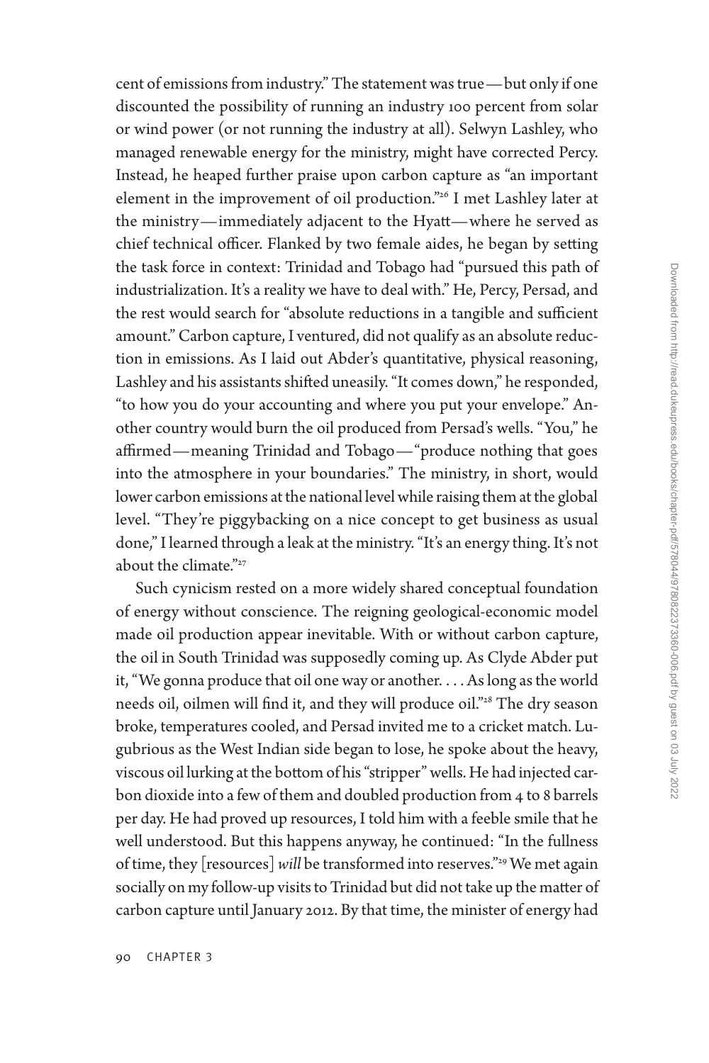cent of emissions from industry." The statement was true—but only if one discounted the possibility of running an industry 100 percent from solar or wind power (or not running the industry at all). Selwyn Lashley, who managed renewable energy for the ministry, might have corrected Percy. Instead, he heaped further praise upon carbon capture as "an important element in the improvement of oil production."[26] I met Lashley later at the ministry—immediately adjacent to the Hyatt—where he served as chief technical officer. Flanked by two female aides, he began by setting the task force in context: Trinidad and Tobago had "pursued this path of industrialization. It's a reality we have to deal with." He, Percy, Persad, and the rest would search for "absolute reductions in a tangible and sufficient amount." Carbon capture, I ventured, did not qualify as an absolute reduction in emissions. As I laid out Abder's quantitative, physical reasoning, Lashley and his assistants shifted uneasily. "It comes down," he responded, "to how you do your accounting and where you put your envelope." Another country would burn the oil produced from Persad's wells. "You," he affirmed—meaning Trinidad and Tobago—"produce nothing that goes into the atmosphere in your boundaries." The ministry, in short, would lower carbon emissions at the national level while raising them at the global level. "They're piggybacking on a nice concept to get business as usual done," I learned through a leak at the ministry. "It's an energy thing. It's not about the climate."[27]

Such cynicism rested on a more widely shared conceptual foundation of energy without conscience. The reigning geological-economic model made oil production appear inevitable. With or without carbon capture, the oil in South Trinidad was supposedly coming up. As Clyde Abder put it, "We gonna produce that oil one way or another. . . . As long as the world needs oil, oilmen will find it, and they will produce oil."[28] The dry season broke, temperatures cooled, and Persad invited me to a cricket match. Lugubrious as the West Indian side began to lose, he spoke about the heavy, viscous oil lurking at the bottom of his "stripper" wells. He had injected carbon dioxide into a few of them and doubled production from 4 to 8 barrels per day. He had proved up resources, I told him with a feeble smile that he well understood. But this happens anyway, he continued: "In the fullness of time, they [resources] *will* be transformed into reserves."[29] We met again socially on my follow-up visits to Trinidad but did not take up the matter of carbon capture until January 2012. By that time, the minister of energy had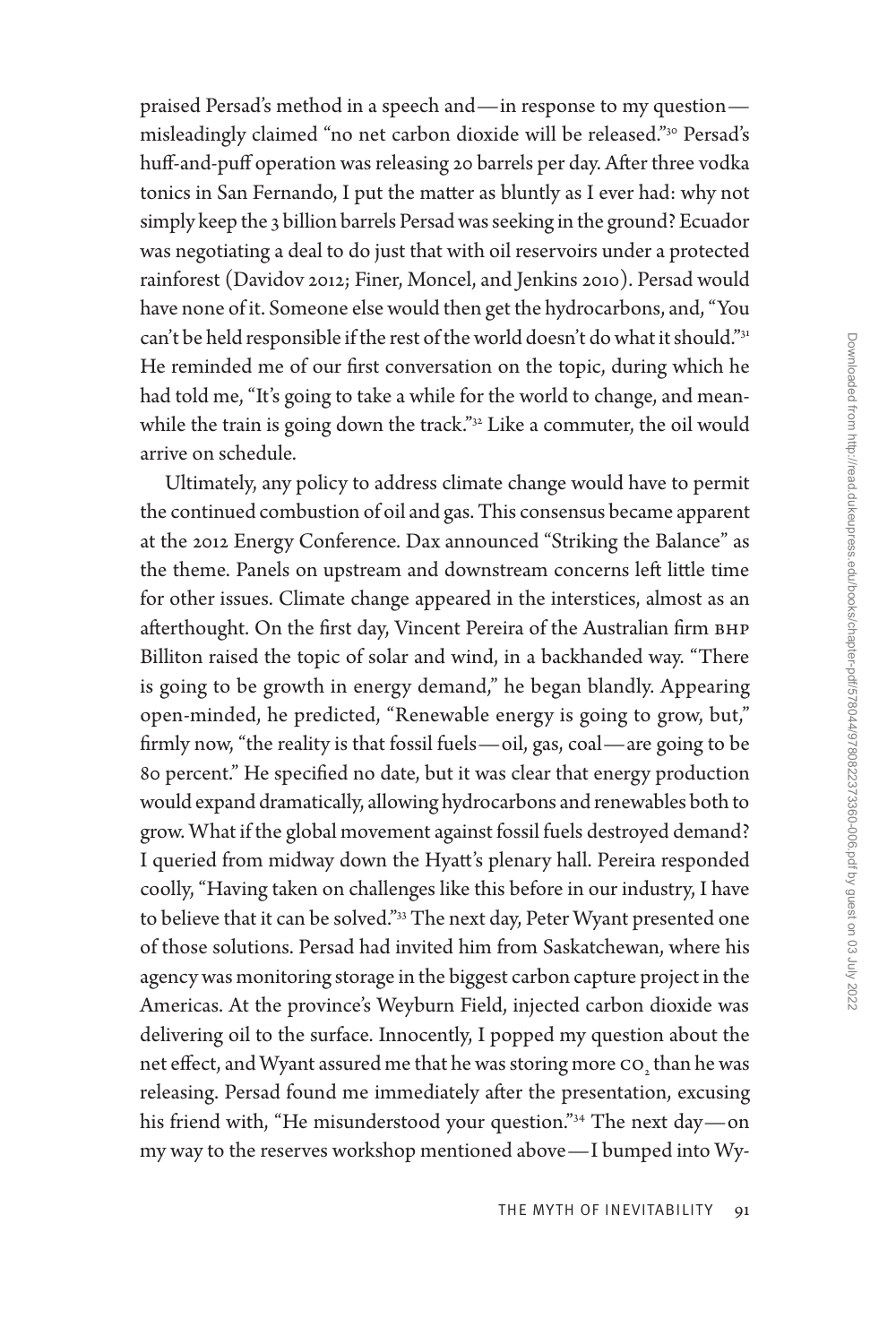praised Persad's method in a speech and—in response to my question—misleadingly claimed "no net carbon dioxide will be released."[30] Persad's huff-and-puff operation was releasing 20 barrels per day. After three vodka tonics in San Fernando, I put the matter as bluntly as I ever had: why not simply keep the 3 billion barrels Persad was seeking in the ground? Ecuador was negotiating a deal to do just that with oil reservoirs under a protected rainforest (Davidov 2012; Finer, Moncel, and Jenkins 2010). Persad would have none of it. Someone else would then get the hydrocarbons, and, "You can't be held responsible if the rest of the world doesn't do what it should."[31] He reminded me of our first conversation on the topic, during which he had told me, "It's going to take a while for the world to change, and meanwhile the train is going down the track."[32] Like a commuter, the oil would arrive on schedule.

Ultimately, any policy to address climate change would have to permit the continued combustion of oil and gas. This consensus became apparent at the 2012 Energy Conference. Dax announced "Striking the Balance" as the theme. Panels on upstream and downstream concerns left little time for other issues. Climate change appeared in the interstices, almost as an afterthought. On the first day, Vincent Pereira of the Australian firm BHP Billiton raised the topic of solar and wind, in a backhanded way. "There is going to be growth in energy demand," he began blandly. Appearing open-minded, he predicted, "Renewable energy is going to grow, but," firmly now, "the reality is that fossil fuels—oil, gas, coal—are going to be 80 percent." He specified no date, but it was clear that energy production would expand dramatically, allowing hydrocarbons and renewables both to grow. What if the global movement against fossil fuels destroyed demand? I queried from midway down the Hyatt's plenary hall. Pereira responded coolly, "Having taken on challenges like this before in our industry, I have to believe that it can be solved."[33] The next day, Peter Wyant presented one of those solutions. Persad had invited him from Saskatchewan, where his agency was monitoring storage in the biggest carbon capture project in the Americas. At the province's Weyburn Field, injected carbon dioxide was delivering oil to the surface. Innocently, I popped my question about the net effect, and Wyant assured me that he was storing more $CO_2$ than he was releasing. Persad found me immediately after the presentation, excusing his friend with, "He misunderstood your question."[34] The next day—on my way to the reserves workshop mentioned above—I bumped into Wy-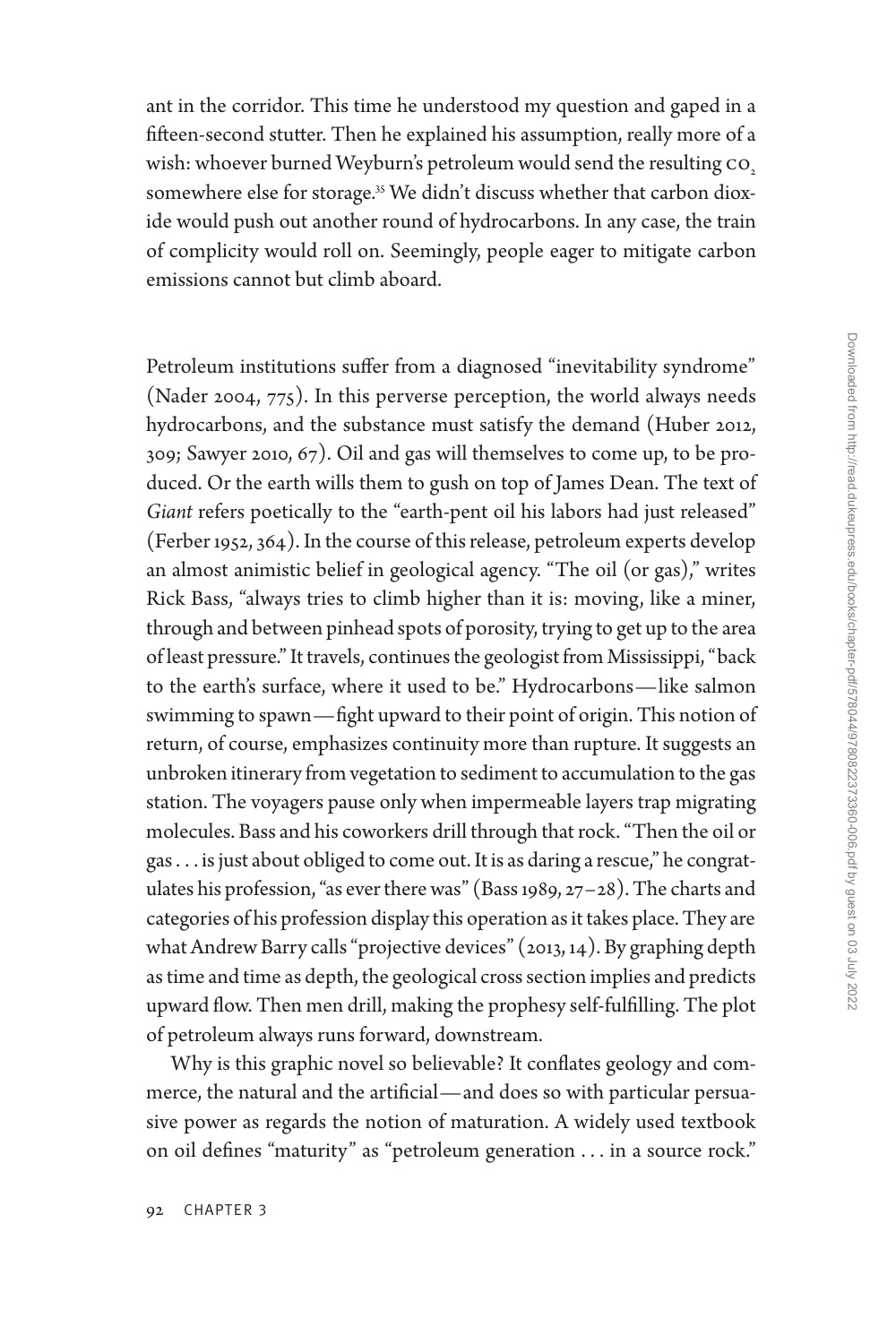ant in the corridor. This time he understood my question and gaped in a fifteen-second stutter. Then he explained his assumption, really more of a wish: whoever burned Weyburn's petroleum would send the resulting $CO_2$ somewhere else for storage.[35] We didn't discuss whether that carbon dioxide would push out another round of hydrocarbons. In any case, the train of complicity would roll on. Seemingly, people eager to mitigate carbon emissions cannot but climb aboard.

Petroleum institutions suffer from a diagnosed "inevitability syndrome" (Nader 2004, 775). In this perverse perception, the world always needs hydrocarbons, and the substance must satisfy the demand (Huber 2012, 309; Sawyer 2010, 67). Oil and gas will themselves to come up, to be produced. Or the earth wills them to gush on top of James Dean. The text of *Giant* refers poetically to the "earth-pent oil his labors had just released" (Ferber 1952, 364). In the course of this release, petroleum experts develop an almost animistic belief in geological agency. "The oil (or gas)," writes Rick Bass, "always tries to climb higher than it is: moving, like a miner, through and between pinhead spots of porosity, trying to get up to the area of least pressure." It travels, continues the geologist from Mississippi, "back to the earth's surface, where it used to be." Hydrocarbons—like salmon swimming to spawn—fight upward to their point of origin. This notion of return, of course, emphasizes continuity more than rupture. It suggests an unbroken itinerary from vegetation to sediment to accumulation to the gas station. The voyagers pause only when impermeable layers trap migrating molecules. Bass and his coworkers drill through that rock. "Then the oil or gas . . . is just about obliged to come out. It is as daring a rescue," he congratulates his profession, "as ever there was" (Bass 1989, 27–28). The charts and categories of his profession display this operation as it takes place. They are what Andrew Barry calls "projective devices" (2013, 14). By graphing depth as time and time as depth, the geological cross section implies and predicts upward flow. Then men drill, making the prophesy self-fulfilling. The plot of petroleum always runs forward, downstream.

Why is this graphic novel so believable? It conflates geology and commerce, the natural and the artificial—and does so with particular persuasive power as regards the notion of maturation. A widely used textbook on oil defines "maturity" as "petroleum generation . . . in a source rock."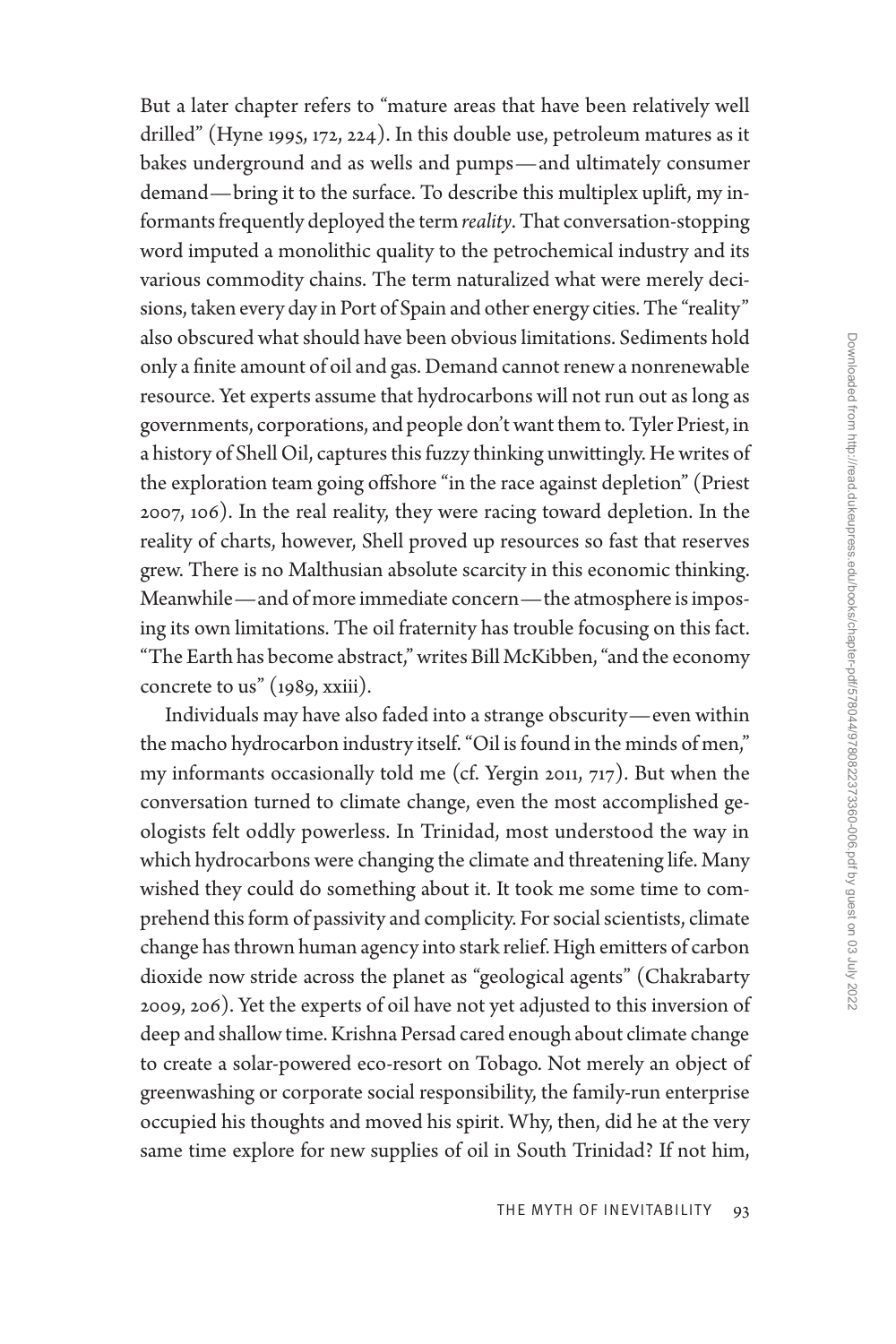But a later chapter refers to "mature areas that have been relatively well drilled" (Hyne 1995, 172, 224). In this double use, petroleum matures as it bakes underground and as wells and pumps—and ultimately consumer demand—bring it to the surface. To describe this multiplex uplift, my informants frequently deployed the term *reality*. That conversation-stopping word imputed a monolithic quality to the petrochemical industry and its various commodity chains. The term naturalized what were merely decisions, taken every day in Port of Spain and other energy cities. The "reality" also obscured what should have been obvious limitations. Sediments hold only a finite amount of oil and gas. Demand cannot renew a nonrenewable resource. Yet experts assume that hydrocarbons will not run out as long as governments, corporations, and people don't want them to. Tyler Priest, in a history of Shell Oil, captures this fuzzy thinking unwittingly. He writes of the exploration team going offshore "in the race against depletion" (Priest 2007, 106). In the real reality, they were racing toward depletion. In the reality of charts, however, Shell proved up resources so fast that reserves grew. There is no Malthusian absolute scarcity in this economic thinking. Meanwhile—and of more immediate concern—the atmosphere is imposing its own limitations. The oil fraternity has trouble focusing on this fact. "The Earth has become abstract," writes Bill McKibben, "and the economy concrete to us" (1989, xxiii).

Individuals may have also faded into a strange obscurity—even within the macho hydrocarbon industry itself. "Oil is found in the minds of men," my informants occasionally told me (cf. Yergin 2011, 717). But when the conversation turned to climate change, even the most accomplished geologists felt oddly powerless. In Trinidad, most understood the way in which hydrocarbons were changing the climate and threatening life. Many wished they could do something about it. It took me some time to comprehend this form of passivity and complicity. For social scientists, climate change has thrown human agency into stark relief. High emitters of carbon dioxide now stride across the planet as "geological agents" (Chakrabarty 2009, 206). Yet the experts of oil have not yet adjusted to this inversion of deep and shallow time. Krishna Persad cared enough about climate change to create a solar-powered eco-resort on Tobago. Not merely an object of greenwashing or corporate social responsibility, the family-run enterprise occupied his thoughts and moved his spirit. Why, then, did he at the very same time explore for new supplies of oil in South Trinidad? If not him,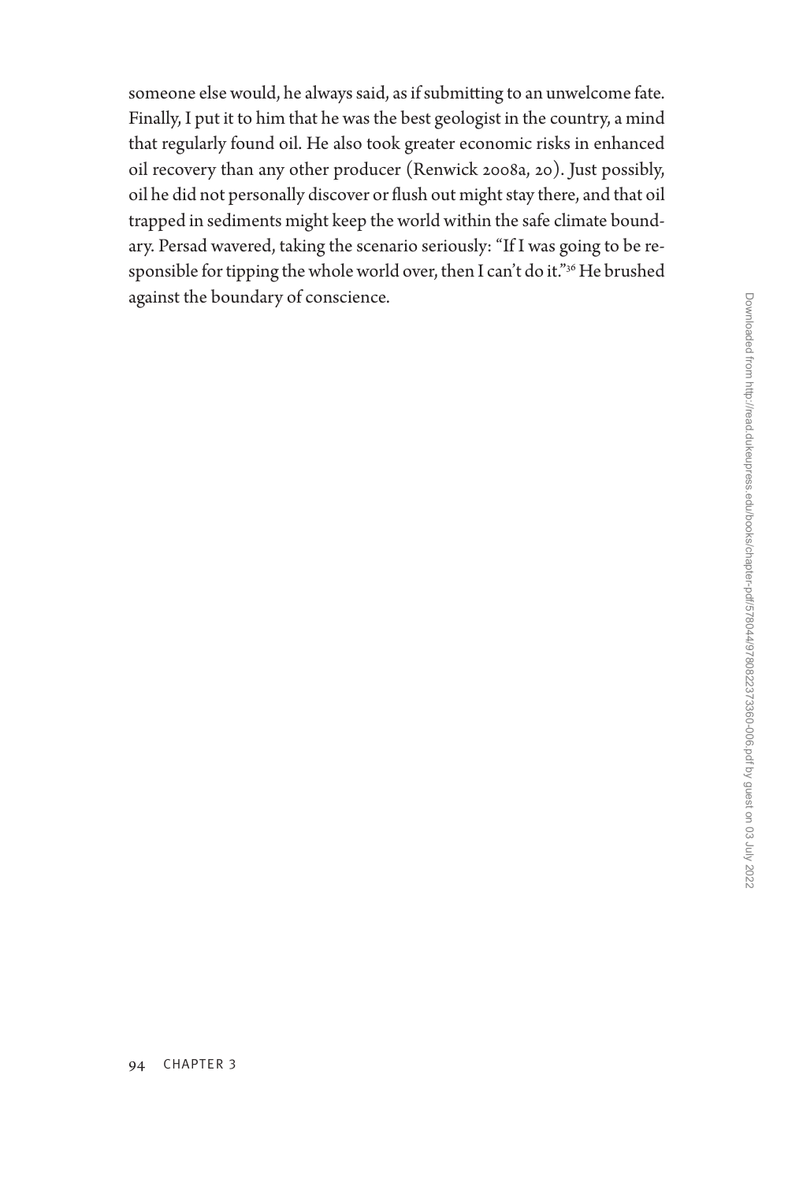someone else would, he always said, as if submitting to an unwelcome fate. Finally, I put it to him that he was the best geologist in the country, a mind that regularly found oil. He also took greater economic risks in enhanced oil recovery than any other producer (Renwick 2008a, 20). Just possibly, oil he did not personally discover or flush out might stay there, and that oil trapped in sediments might keep the world within the safe climate boundary. Persad wavered, taking the scenario seriously: "If I was going to be responsible for tipping the whole world over, then I can't do it."[36] He brushed against the boundary of conscience.